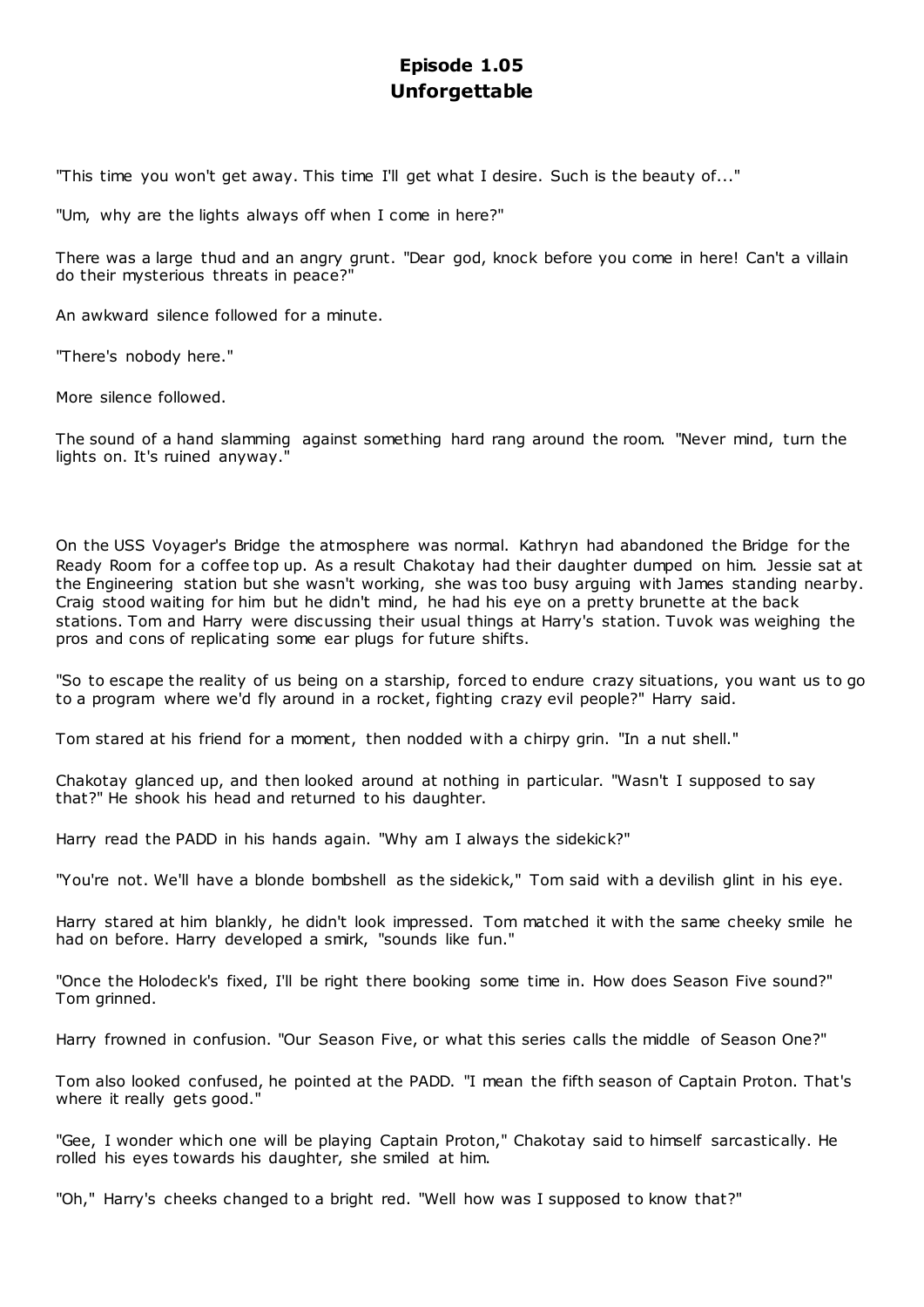# Episode 1.05
# Unforgettable

"This time you won't get away. This time I'll get what I desire. Such is the beauty of..."

"Um, why are the lights always off when I come in here?"

There was a large thud and an angry grunt. "Dear god, knock before you come in here! Can't a villain do their mysterious threats in peace?"

An awkward silence followed for a minute.

"There's nobody here."

More silence followed.

The sound of a hand slamming against something hard rang around the room. "Never mind, turn the lights on. It's ruined anyway."

On the USS Voyager's Bridge the atmosphere was normal. Kathryn had abandoned the Bridge for the Ready Room for a coffee top up. As a result Chakotay had their daughter dumped on him. Jessie sat at the Engineering station but she wasn't working, she was too busy arguing with James standing nearby. Craig stood waiting for him but he didn't mind, he had his eye on a pretty brunette at the back stations. Tom and Harry were discussing their usual things at Harry's station. Tuvok was weighing the pros and cons of replicating some ear plugs for future shifts.

"So to escape the reality of us being on a starship, forced to endure crazy situations, you want us to go to a program where we'd fly around in a rocket, fighting crazy evil people?" Harry said.

Tom stared at his friend for a moment, then nodded with a chirpy grin. "In a nut shell."

Chakotay glanced up, and then looked around at nothing in particular. "Wasn't I supposed to say that?" He shook his head and returned to his daughter.

Harry read the PADD in his hands again. "Why am I always the sidekick?"

"You're not. We'll have a blonde bombshell as the sidekick," Tom said with a devilish glint in his eye.

Harry stared at him blankly, he didn't look impressed. Tom matched it with the same cheeky smile he had on before. Harry developed a smirk, "sounds like fun."

"Once the Holodeck's fixed, I'll be right there booking some time in. How does Season Five sound?" Tom grinned.

Harry frowned in confusion. "Our Season Five, or what this series calls the middle of Season One?"

Tom also looked confused, he pointed at the PADD. "I mean the fifth season of Captain Proton. That's where it really gets good."

"Gee, I wonder which one will be playing Captain Proton," Chakotay said to himself sarcastically. He rolled his eyes towards his daughter, she smiled at him.

"Oh," Harry's cheeks changed to a bright red. "Well how was I supposed to know that?"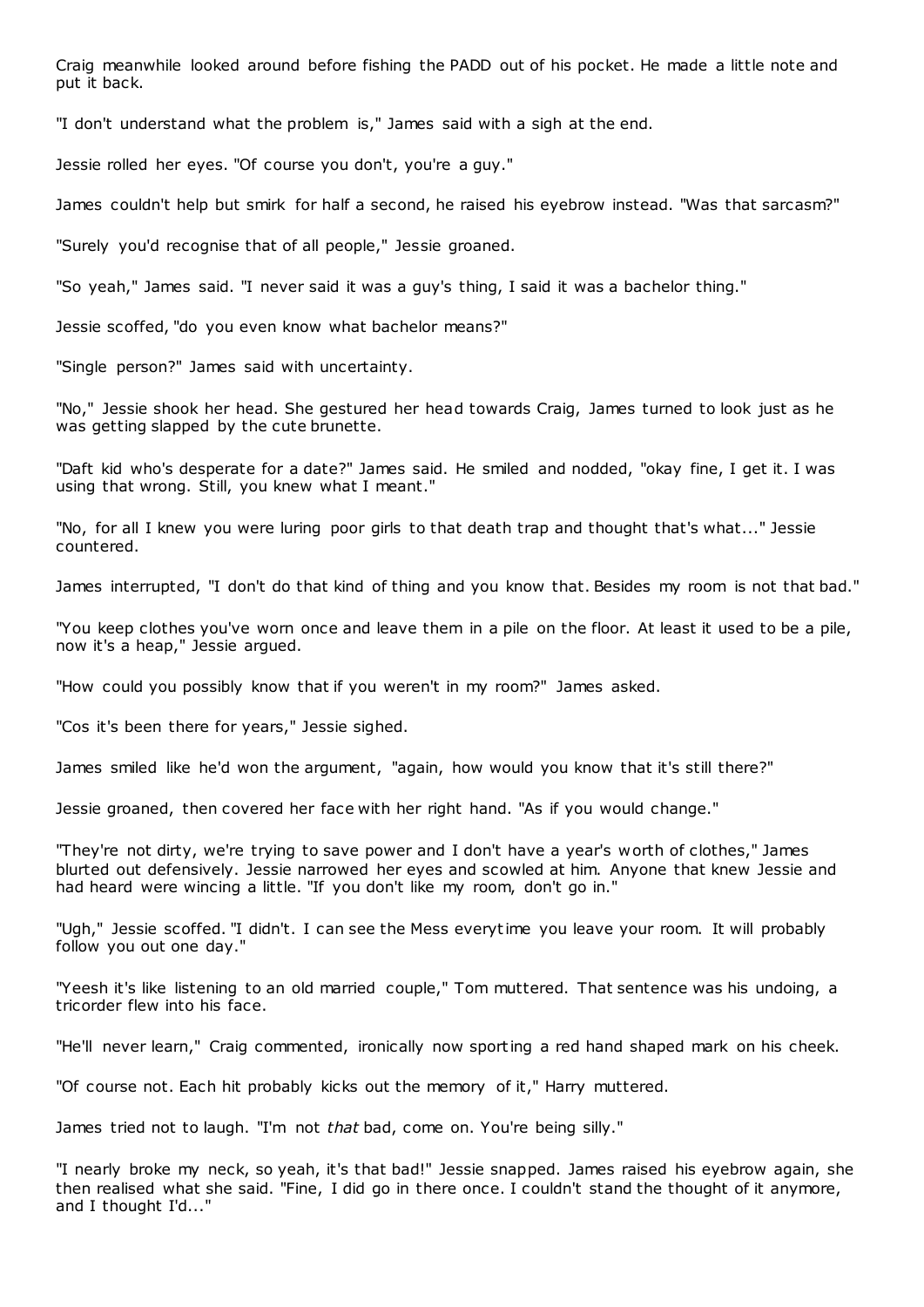Craig meanwhile looked around before fishing the PADD out of his pocket. He made a little note and put it back.

"I don't understand what the problem is," James said with a sigh at the end.

Jessie rolled her eyes. "Of course you don't, you're a guy."

James couldn't help but smirk for half a second, he raised his eyebrow instead. "Was that sarcasm?"

"Surely you'd recognise that of all people," Jessie groaned.

"So yeah," James said. "I never said it was a guy's thing, I said it was a bachelor thing."

Jessie scoffed, "do you even know what bachelor means?"

"Single person?" James said with uncertainty.

"No," Jessie shook her head. She gestured her head towards Craig, James turned to look just as he was getting slapped by the cute brunette.

"Daft kid who's desperate for a date?" James said. He smiled and nodded, "okay fine, I get it. I was using that wrong. Still, you knew what I meant."

"No, for all I knew you were luring poor girls to that death trap and thought that's what..." Jessie countered.

James interrupted, "I don't do that kind of thing and you know that. Besides my room is not that bad."

"You keep clothes you've worn once and leave them in a pile on the floor. At least it used to be a pile, now it's a heap," Jessie argued.

"How could you possibly know that if you weren't in my room?" James asked.

"Cos it's been there for years," Jessie sighed.

James smiled like he'd won the argument, "again, how would you know that it's still there?"

Jessie groaned, then covered her face with her right hand. "As if you would change."

"They're not dirty, we're trying to save power and I don't have a year's worth of clothes," James blurted out defensively. Jessie narrowed her eyes and scowled at him. Anyone that knew Jessie and had heard were wincing a little. "If you don't like my room, don't go in."

"Ugh," Jessie scoffed. "I didn't. I can see the Mess everytime you leave your room. It will probably follow you out one day."

"Yeesh it's like listening to an old married couple," Tom muttered. That sentence was his undoing, a tricorder flew into his face.

"He'll never learn," Craig commented, ironically now sporting a red hand shaped mark on his cheek.

"Of course not. Each hit probably kicks out the memory of it," Harry muttered.

James tried not to laugh. "I'm not *that* bad, come on. You're being silly."

"I nearly broke my neck, so yeah, it's that bad!" Jessie snapped. James raised his eyebrow again, she then realised what she said. "Fine, I did go in there once. I couldn't stand the thought of it anymore, and I thought I'd..."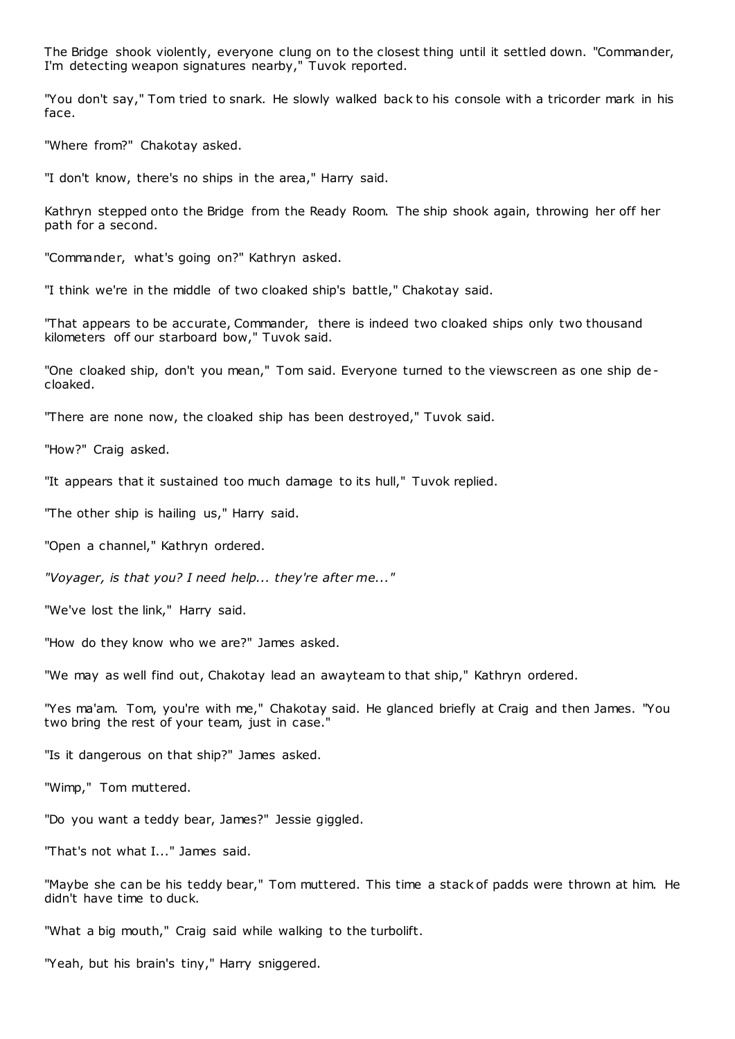The Bridge shook violently, everyone clung on to the closest thing until it settled down. "Commander, I'm detecting weapon signatures nearby," Tuvok reported.

"You don't say," Tom tried to snark. He slowly walked back to his console with a tricorder mark in his face.

"Where from?" Chakotay asked.

"I don't know, there's no ships in the area," Harry said.

Kathryn stepped onto the Bridge from the Ready Room. The ship shook again, throwing her off her path for a second.

"Commander, what's going on?" Kathryn asked.

"I think we're in the middle of two cloaked ship's battle," Chakotay said.

"That appears to be accurate, Commander, there is indeed two cloaked ships only two thousand kilometers off our starboard bow," Tuvok said.

"One cloaked ship, don't you mean," Tom said. Everyone turned to the viewscreen as one ship de-cloaked.

"There are none now, the cloaked ship has been destroyed," Tuvok said.

"How?" Craig asked.

"It appears that it sustained too much damage to its hull," Tuvok replied.

"The other ship is hailing us," Harry said.

"Open a channel," Kathryn ordered.

*"Voyager, is that you? I need help... they're after me..."*

"We've lost the link," Harry said.

"How do they know who we are?" James asked.

"We may as well find out, Chakotay lead an awayteam to that ship," Kathryn ordered.

"Yes ma'am. Tom, you're with me," Chakotay said. He glanced briefly at Craig and then James. "You two bring the rest of your team, just in case."

"Is it dangerous on that ship?" James asked.

"Wimp," Tom muttered.

"Do you want a teddy bear, James?" Jessie giggled.

"That's not what I..." James said.

"Maybe she can be his teddy bear," Tom muttered. This time a stack of padds were thrown at him. He didn't have time to duck.

"What a big mouth," Craig said while walking to the turbolift.

"Yeah, but his brain's tiny," Harry sniggered.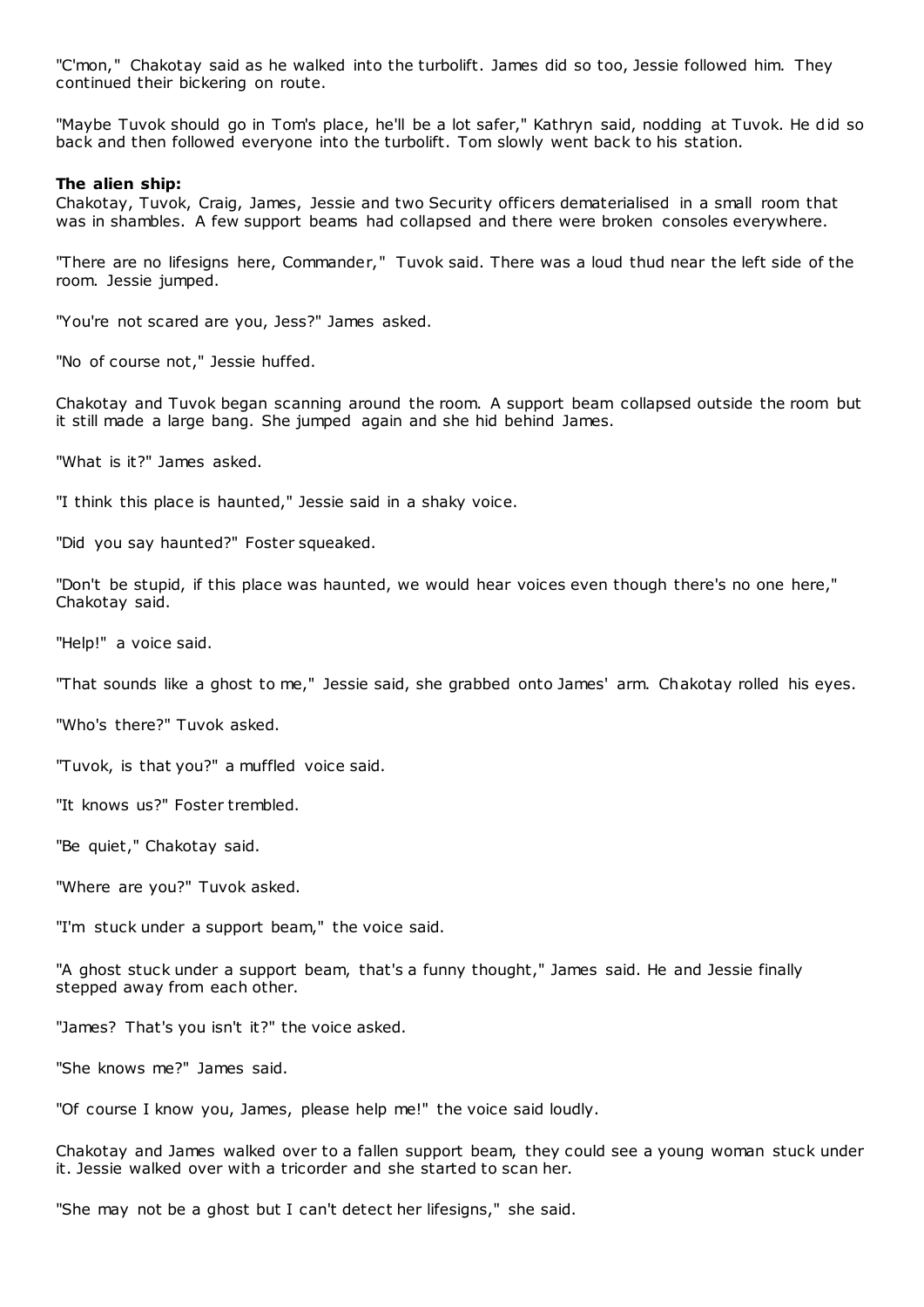"C'mon," Chakotay said as he walked into the turbolift. James did so too, Jessie followed him. They continued their bickering on route.

"Maybe Tuvok should go in Tom's place, he'll be a lot safer," Kathryn said, nodding at Tuvok. He did so back and then followed everyone into the turbolift. Tom slowly went back to his station.

**The alien ship:**

Chakotay, Tuvok, Craig, James, Jessie and two Security officers dematerialised in a small room that was in shambles. A few support beams had collapsed and there were broken consoles everywhere.

"There are no lifesigns here, Commander," Tuvok said. There was a loud thud near the left side of the room. Jessie jumped.

"You're not scared are you, Jess?" James asked.

"No of course not," Jessie huffed.

Chakotay and Tuvok began scanning around the room. A support beam collapsed outside the room but it still made a large bang. She jumped again and she hid behind James.

"What is it?" James asked.

"I think this place is haunted," Jessie said in a shaky voice.

"Did you say haunted?" Foster squeaked.

"Don't be stupid, if this place was haunted, we would hear voices even though there's no one here," Chakotay said.

"Help!" a voice said.

"That sounds like a ghost to me," Jessie said, she grabbed onto James' arm. Chakotay rolled his eyes.

"Who's there?" Tuvok asked.

"Tuvok, is that you?" a muffled voice said.

"It knows us?" Foster trembled.

"Be quiet," Chakotay said.

"Where are you?" Tuvok asked.

"I'm stuck under a support beam," the voice said.

"A ghost stuck under a support beam, that's a funny thought," James said. He and Jessie finally stepped away from each other.

"James? That's you isn't it?" the voice asked.

"She knows me?" James said.

"Of course I know you, James, please help me!" the voice said loudly.

Chakotay and James walked over to a fallen support beam, they could see a young woman stuck under it. Jessie walked over with a tricorder and she started to scan her.

"She may not be a ghost but I can't detect her lifesigns," she said.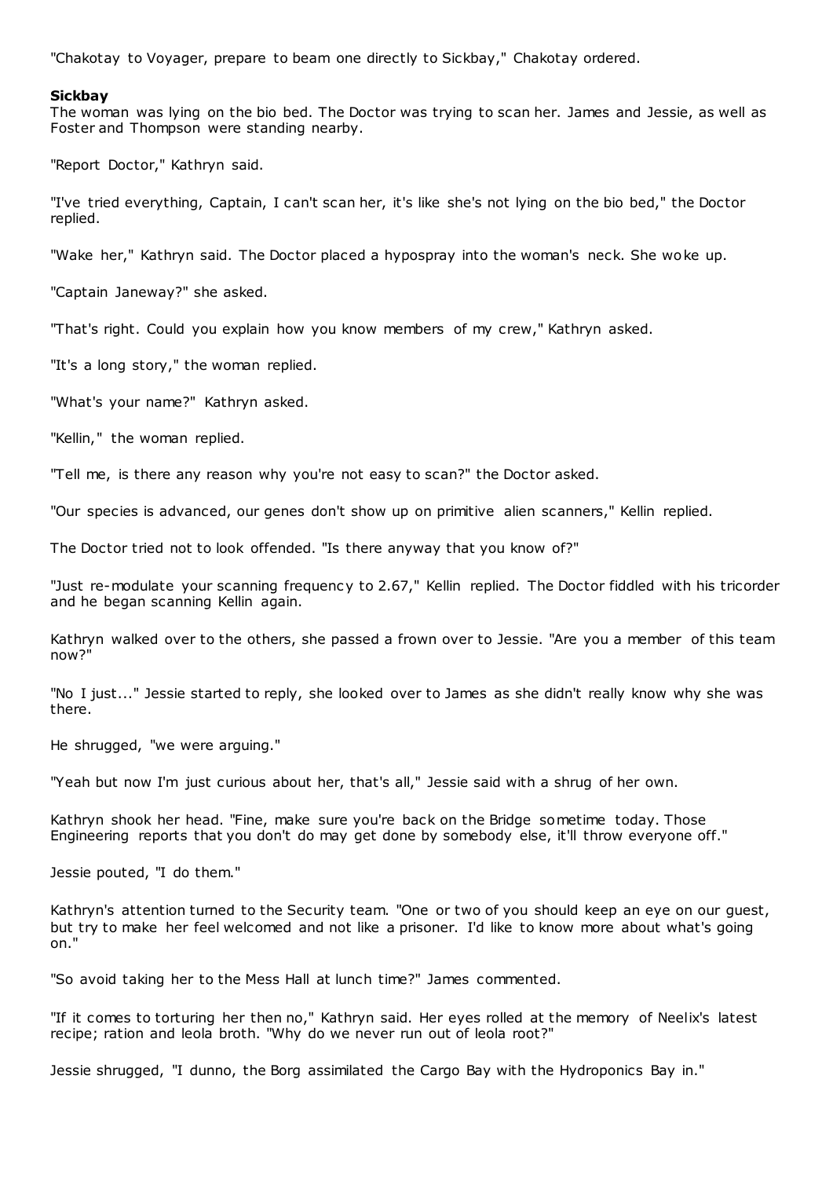"Chakotay to Voyager, prepare to beam one directly to Sickbay," Chakotay ordered.

**Sickbay**

The woman was lying on the bio bed. The Doctor was trying to scan her. James and Jessie, as well as Foster and Thompson were standing nearby.

"Report Doctor," Kathryn said.

"I've tried everything, Captain, I can't scan her, it's like she's not lying on the bio bed," the Doctor replied.

"Wake her," Kathryn said. The Doctor placed a hypospray into the woman's neck. She woke up.

"Captain Janeway?" she asked.

"That's right. Could you explain how you know members of my crew," Kathryn asked.

"It's a long story," the woman replied.

"What's your name?" Kathryn asked.

"Kellin," the woman replied.

"Tell me, is there any reason why you're not easy to scan?" the Doctor asked.

"Our species is advanced, our genes don't show up on primitive alien scanners," Kellin replied.

The Doctor tried not to look offended. "Is there anyway that you know of?"

"Just re-modulate your scanning frequency to 2.67," Kellin replied. The Doctor fiddled with his tricorder and he began scanning Kellin again.

Kathryn walked over to the others, she passed a frown over to Jessie. "Are you a member of this team now?"

"No I just..." Jessie started to reply, she looked over to James as she didn't really know why she was there.

He shrugged, "we were arguing."

"Yeah but now I'm just curious about her, that's all," Jessie said with a shrug of her own.

Kathryn shook her head. "Fine, make sure you're back on the Bridge sometime today. Those Engineering reports that you don't do may get done by somebody else, it'll throw everyone off."

Jessie pouted, "I do them."

Kathryn's attention turned to the Security team. "One or two of you should keep an eye on our guest, but try to make her feel welcomed and not like a prisoner. I'd like to know more about what's going on."

"So avoid taking her to the Mess Hall at lunch time?" James commented.

"If it comes to torturing her then no," Kathryn said. Her eyes rolled at the memory of Neelix's latest recipe; ration and leola broth. "Why do we never run out of leola root?"

Jessie shrugged, "I dunno, the Borg assimilated the Cargo Bay with the Hydroponics Bay in."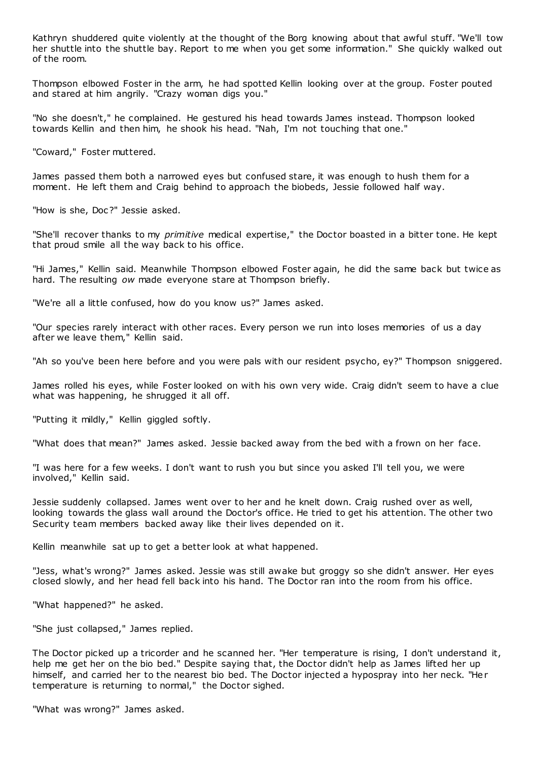Kathryn shuddered quite violently at the thought of the Borg knowing about that awful stuff. "We'll tow her shuttle into the shuttle bay. Report to me when you get some information." She quickly walked out of the room.

Thompson elbowed Foster in the arm, he had spotted Kellin looking over at the group. Foster pouted and stared at him angrily. "Crazy woman digs you."

"No she doesn't," he complained. He gestured his head towards James instead. Thompson looked towards Kellin and then him, he shook his head. "Nah, I'm not touching that one."

"Coward," Foster muttered.

James passed them both a narrowed eyes but confused stare, it was enough to hush them for a moment. He left them and Craig behind to approach the biobeds, Jessie followed half way.

"How is she, Doc?" Jessie asked.

"She'll recover thanks to my *primitive* medical expertise," the Doctor boasted in a bitter tone. He kept that proud smile all the way back to his office.

"Hi James," Kellin said. Meanwhile Thompson elbowed Foster again, he did the same back but twice as hard. The resulting *ow* made everyone stare at Thompson briefly.

"We're all a little confused, how do you know us?" James asked.

"Our species rarely interact with other races. Every person we run into loses memories of us a day after we leave them," Kellin said.

"Ah so you've been here before and you were pals with our resident psycho, ey?" Thompson sniggered.

James rolled his eyes, while Foster looked on with his own very wide. Craig didn't seem to have a clue what was happening, he shrugged it all off.

"Putting it mildly," Kellin giggled softly.

"What does that mean?" James asked. Jessie backed away from the bed with a frown on her face.

"I was here for a few weeks. I don't want to rush you but since you asked I'll tell you, we were involved," Kellin said.

Jessie suddenly collapsed. James went over to her and he knelt down. Craig rushed over as well, looking towards the glass wall around the Doctor's office. He tried to get his attention. The other two Security team members backed away like their lives depended on it.

Kellin meanwhile sat up to get a better look at what happened.

"Jess, what's wrong?" James asked. Jessie was still awake but groggy so she didn't answer. Her eyes closed slowly, and her head fell back into his hand. The Doctor ran into the room from his office.

"What happened?" he asked.

"She just collapsed," James replied.

The Doctor picked up a tricorder and he scanned her. "Her temperature is rising, I don't understand it, help me get her on the bio bed." Despite saying that, the Doctor didn't help as James lifted her up himself, and carried her to the nearest bio bed. The Doctor injected a hypospray into her neck. "Her temperature is returning to normal," the Doctor sighed.

"What was wrong?" James asked.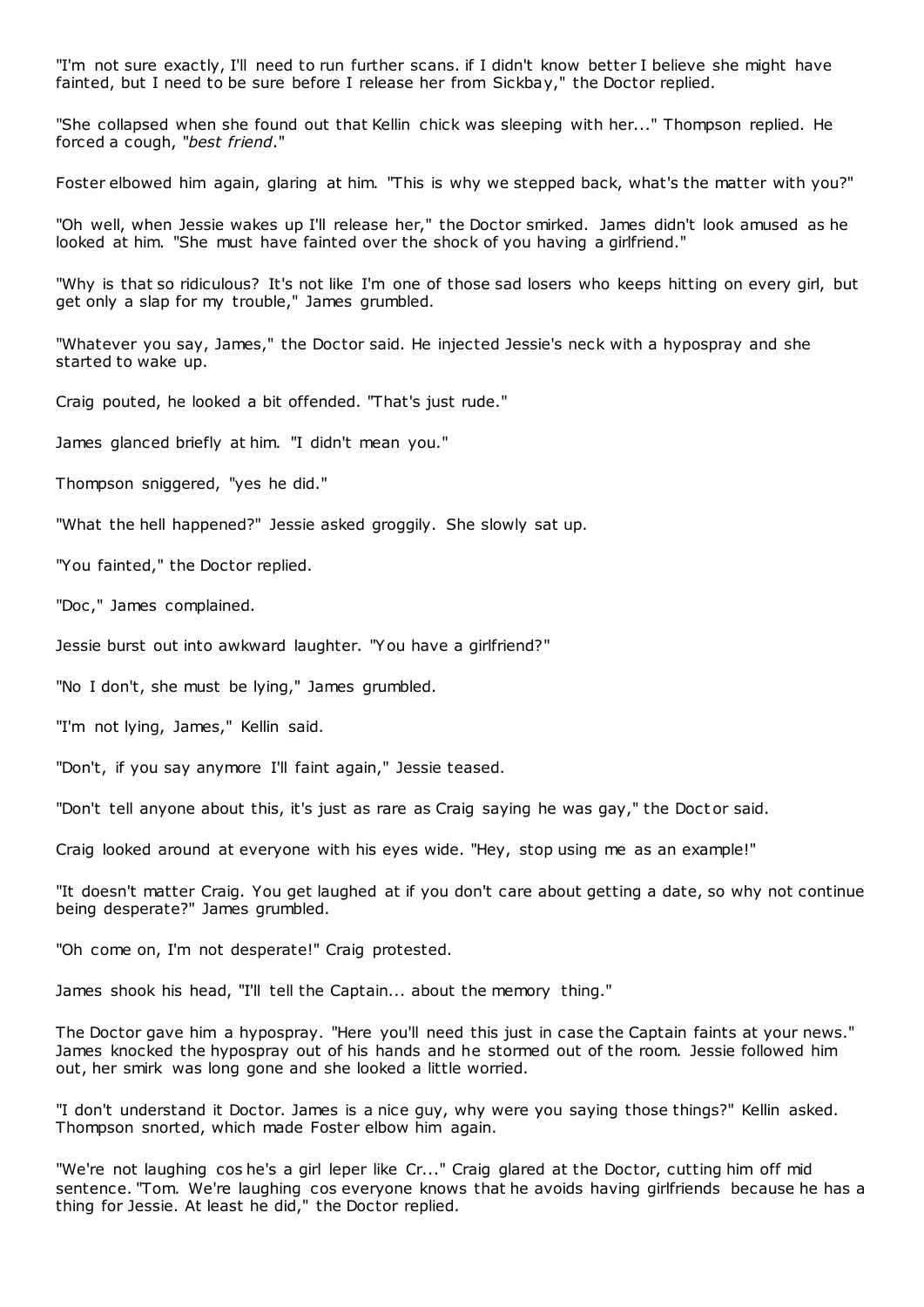"I'm not sure exactly, I'll need to run further scans. if I didn't know better I believe she might have fainted, but I need to be sure before I release her from Sickbay," the Doctor replied.

"She collapsed when she found out that Kellin chick was sleeping with her..." Thompson replied. He forced a cough, "*best friend*."

Foster elbowed him again, glaring at him. "This is why we stepped back, what's the matter with you?"

"Oh well, when Jessie wakes up I'll release her," the Doctor smirked. James didn't look amused as he looked at him. "She must have fainted over the shock of you having a girlfriend."

"Why is that so ridiculous? It's not like I'm one of those sad losers who keeps hitting on every girl, but get only a slap for my trouble," James grumbled.

"Whatever you say, James," the Doctor said. He injected Jessie's neck with a hypospray and she started to wake up.

Craig pouted, he looked a bit offended. "That's just rude."

James glanced briefly at him. "I didn't mean you."

Thompson sniggered, "yes he did."

"What the hell happened?" Jessie asked groggily. She slowly sat up.

"You fainted," the Doctor replied.

"Doc," James complained.

Jessie burst out into awkward laughter. "You have a girlfriend?"

"No I don't, she must be lying," James grumbled.

"I'm not lying, James," Kellin said.

"Don't, if you say anymore I'll faint again," Jessie teased.

"Don't tell anyone about this, it's just as rare as Craig saying he was gay," the Doctor said.

Craig looked around at everyone with his eyes wide. "Hey, stop using me as an example!"

"It doesn't matter Craig. You get laughed at if you don't care about getting a date, so why not continue being desperate?" James grumbled.

"Oh come on, I'm not desperate!" Craig protested.

James shook his head, "I'll tell the Captain... about the memory thing."

The Doctor gave him a hypospray. "Here you'll need this just in case the Captain faints at your news." James knocked the hypospray out of his hands and he stormed out of the room. Jessie followed him out, her smirk was long gone and she looked a little worried.

"I don't understand it Doctor. James is a nice guy, why were you saying those things?" Kellin asked. Thompson snorted, which made Foster elbow him again.

"We're not laughing cos he's a girl leper like Cr..." Craig glared at the Doctor, cutting him off mid sentence. "Tom. We're laughing cos everyone knows that he avoids having girlfriends because he has a thing for Jessie. At least he did," the Doctor replied.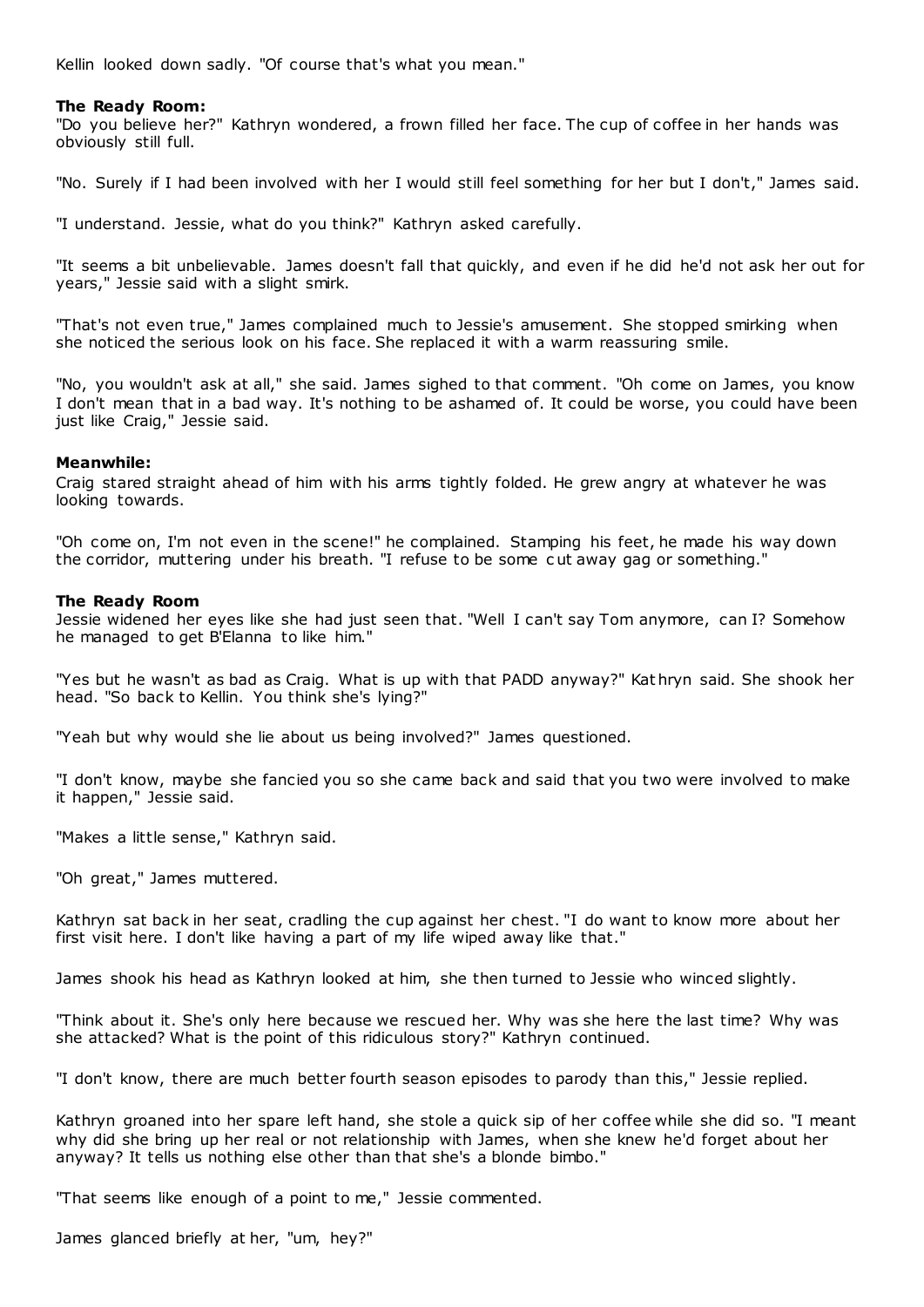Kellin looked down sadly. "Of course that's what you mean."

**The Ready Room:**
"Do you believe her?" Kathryn wondered, a frown filled her face. The cup of coffee in her hands was obviously still full.

"No. Surely if I had been involved with her I would still feel something for her but I don't," James said.

"I understand. Jessie, what do you think?" Kathryn asked carefully.

"It seems a bit unbelievable. James doesn't fall that quickly, and even if he did he'd not ask her out for years," Jessie said with a slight smirk.

"That's not even true," James complained much to Jessie's amusement. She stopped smirking when she noticed the serious look on his face. She replaced it with a warm reassuring smile.

"No, you wouldn't ask at all," she said. James sighed to that comment. "Oh come on James, you know I don't mean that in a bad way. It's nothing to be ashamed of. It could be worse, you could have been just like Craig," Jessie said.

**Meanwhile:**
Craig stared straight ahead of him with his arms tightly folded. He grew angry at whatever he was looking towards.

"Oh come on, I'm not even in the scene!" he complained. Stamping his feet, he made his way down the corridor, muttering under his breath. "I refuse to be some cut away gag or something."

**The Ready Room**
Jessie widened her eyes like she had just seen that. "Well I can't say Tom anymore, can I? Somehow he managed to get B'Elanna to like him."

"Yes but he wasn't as bad as Craig. What is up with that PADD anyway?" Kathryn said. She shook her head. "So back to Kellin. You think she's lying?"

"Yeah but why would she lie about us being involved?" James questioned.

"I don't know, maybe she fancied you so she came back and said that you two were involved to make it happen," Jessie said.

"Makes a little sense," Kathryn said.

"Oh great," James muttered.

Kathryn sat back in her seat, cradling the cup against her chest. "I do want to know more about her first visit here. I don't like having a part of my life wiped away like that."

James shook his head as Kathryn looked at him, she then turned to Jessie who winced slightly.

"Think about it. She's only here because we rescued her. Why was she here the last time? Why was she attacked? What is the point of this ridiculous story?" Kathryn continued.

"I don't know, there are much better fourth season episodes to parody than this," Jessie replied.

Kathryn groaned into her spare left hand, she stole a quick sip of her coffee while she did so. "I meant why did she bring up her real or not relationship with James, when she knew he'd forget about her anyway? It tells us nothing else other than that she's a blonde bimbo."

"That seems like enough of a point to me," Jessie commented.

James glanced briefly at her, "um, hey?"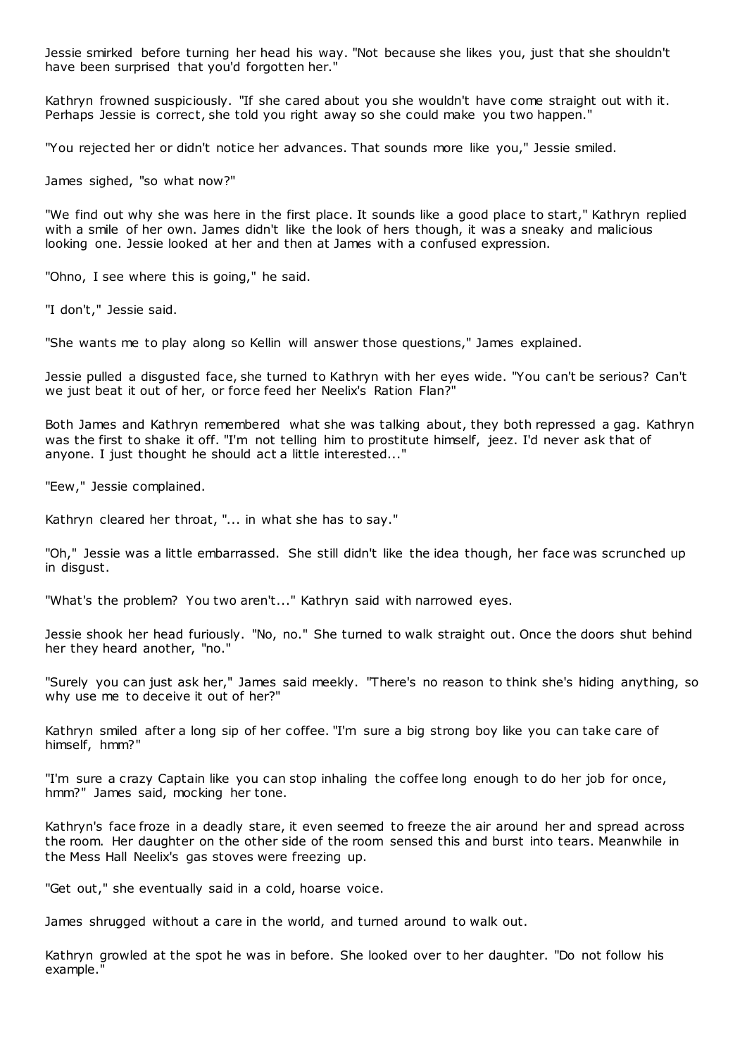Jessie smirked before turning her head his way. "Not because she likes you, just that she shouldn't have been surprised that you'd forgotten her."

Kathryn frowned suspiciously. "If she cared about you she wouldn't have come straight out with it. Perhaps Jessie is correct, she told you right away so she could make you two happen."

"You rejected her or didn't notice her advances. That sounds more like you," Jessie smiled.

James sighed, "so what now?"

"We find out why she was here in the first place. It sounds like a good place to start," Kathryn replied with a smile of her own. James didn't like the look of hers though, it was a sneaky and malicious looking one. Jessie looked at her and then at James with a confused expression.

"Ohno, I see where this is going," he said.

"I don't," Jessie said.

"She wants me to play along so Kellin will answer those questions," James explained.

Jessie pulled a disgusted face, she turned to Kathryn with her eyes wide. "You can't be serious? Can't we just beat it out of her, or force feed her Neelix's Ration Flan?"

Both James and Kathryn remembered what she was talking about, they both repressed a gag. Kathryn was the first to shake it off. "I'm not telling him to prostitute himself, jeez. I'd never ask that of anyone. I just thought he should act a little interested..."

"Eew," Jessie complained.

Kathryn cleared her throat, "... in what she has to say."

"Oh," Jessie was a little embarrassed. She still didn't like the idea though, her face was scrunched up in disgust.

"What's the problem? You two aren't..." Kathryn said with narrowed eyes.

Jessie shook her head furiously. "No, no." She turned to walk straight out. Once the doors shut behind her they heard another, "no."

"Surely you can just ask her," James said meekly. "There's no reason to think she's hiding anything, so why use me to deceive it out of her?"

Kathryn smiled after a long sip of her coffee. "I'm sure a big strong boy like you can take care of himself, hmm?"

"I'm sure a crazy Captain like you can stop inhaling the coffee long enough to do her job for once, hmm?" James said, mocking her tone.

Kathryn's face froze in a deadly stare, it even seemed to freeze the air around her and spread across the room. Her daughter on the other side of the room sensed this and burst into tears. Meanwhile in the Mess Hall Neelix's gas stoves were freezing up.

"Get out," she eventually said in a cold, hoarse voice.

James shrugged without a care in the world, and turned around to walk out.

Kathryn growled at the spot he was in before. She looked over to her daughter. "Do not follow his example."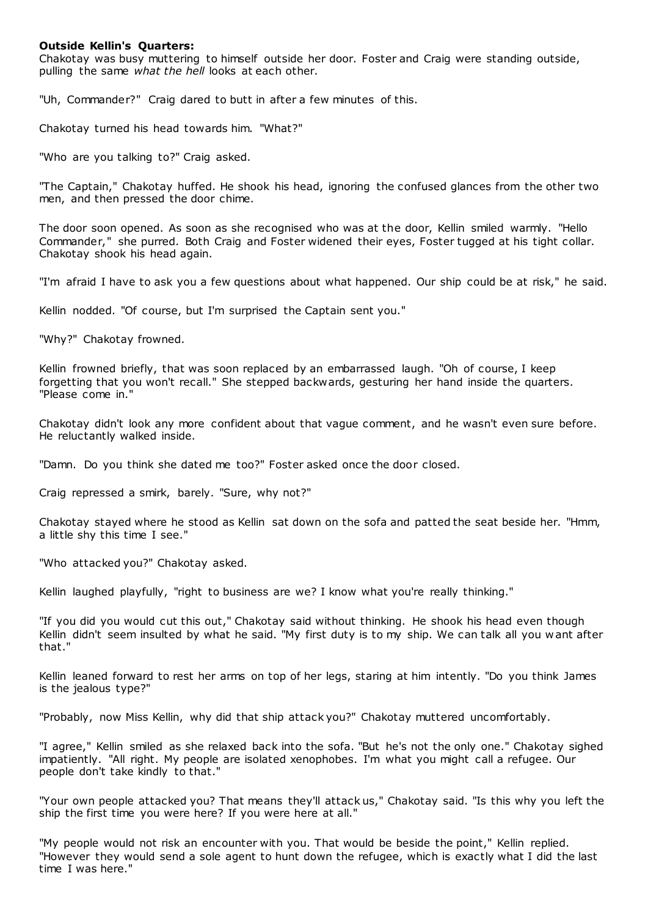**Outside Kellin's Quarters:**

Chakotay was busy muttering to himself outside her door. Foster and Craig were standing outside, pulling the same *what the hell* looks at each other.

"Uh, Commander?" Craig dared to butt in after a few minutes of this.

Chakotay turned his head towards him. "What?"

"Who are you talking to?" Craig asked.

"The Captain," Chakotay huffed. He shook his head, ignoring the confused glances from the other two men, and then pressed the door chime.

The door soon opened. As soon as she recognised who was at the door, Kellin smiled warmly. "Hello Commander," she purred. Both Craig and Foster widened their eyes, Foster tugged at his tight collar. Chakotay shook his head again.

"I'm afraid I have to ask you a few questions about what happened. Our ship could be at risk," he said.

Kellin nodded. "Of course, but I'm surprised the Captain sent you."

"Why?" Chakotay frowned.

Kellin frowned briefly, that was soon replaced by an embarrassed laugh. "Oh of course, I keep forgetting that you won't recall." She stepped backwards, gesturing her hand inside the quarters. "Please come in."

Chakotay didn't look any more confident about that vague comment, and he wasn't even sure before. He reluctantly walked inside.

"Damn. Do you think she dated me too?" Foster asked once the door closed.

Craig repressed a smirk, barely. "Sure, why not?"

Chakotay stayed where he stood as Kellin sat down on the sofa and patted the seat beside her. "Hmm, a little shy this time I see."

"Who attacked you?" Chakotay asked.

Kellin laughed playfully, "right to business are we? I know what you're really thinking."

"If you did you would cut this out," Chakotay said without thinking. He shook his head even though Kellin didn't seem insulted by what he said. "My first duty is to my ship. We can talk all you want after that."

Kellin leaned forward to rest her arms on top of her legs, staring at him intently. "Do you think James is the jealous type?"

"Probably, now Miss Kellin, why did that ship attack you?" Chakotay muttered uncomfortably.

"I agree," Kellin smiled as she relaxed back into the sofa. "But he's not the only one." Chakotay sighed impatiently. "All right. My people are isolated xenophobes. I'm what you might call a refugee. Our people don't take kindly to that."

"Your own people attacked you? That means they'll attack us," Chakotay said. "Is this why you left the ship the first time you were here? If you were here at all."

"My people would not risk an encounter with you. That would be beside the point," Kellin replied. "However they would send a sole agent to hunt down the refugee, which is exactly what I did the last time I was here."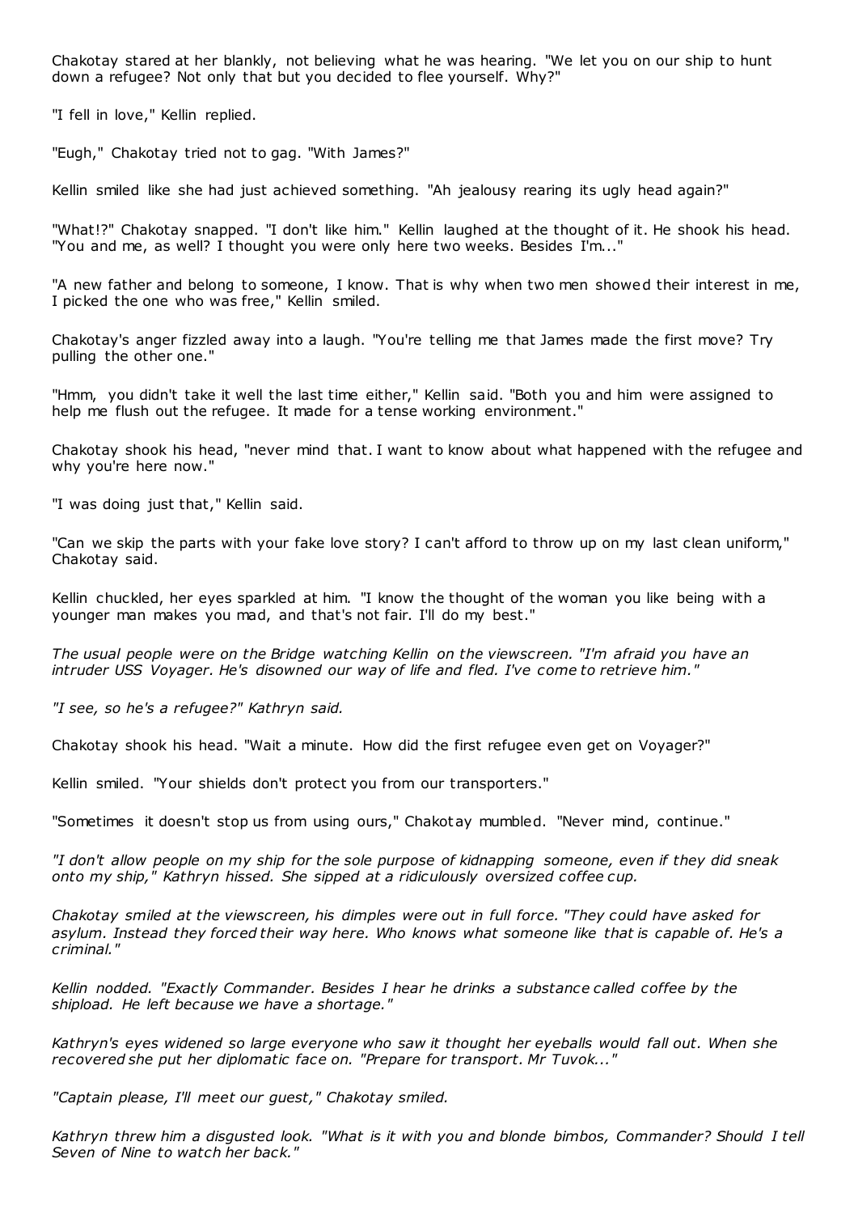Chakotay stared at her blankly, not believing what he was hearing. "We let you on our ship to hunt down a refugee? Not only that but you decided to flee yourself. Why?"

"I fell in love," Kellin replied.

"Eugh," Chakotay tried not to gag. "With James?"

Kellin smiled like she had just achieved something. "Ah jealousy rearing its ugly head again?"

"What!?" Chakotay snapped. "I don't like him." Kellin laughed at the thought of it. He shook his head. "You and me, as well? I thought you were only here two weeks. Besides I'm..."

"A new father and belong to someone, I know. That is why when two men showed their interest in me, I picked the one who was free," Kellin smiled.

Chakotay's anger fizzled away into a laugh. "You're telling me that James made the first move? Try pulling the other one."

"Hmm, you didn't take it well the last time either," Kellin said. "Both you and him were assigned to help me flush out the refugee. It made for a tense working environment."

Chakotay shook his head, "never mind that. I want to know about what happened with the refugee and why you're here now."

"I was doing just that," Kellin said.

"Can we skip the parts with your fake love story? I can't afford to throw up on my last clean uniform," Chakotay said.

Kellin chuckled, her eyes sparkled at him. "I know the thought of the woman you like being with a younger man makes you mad, and that's not fair. I'll do my best."

*The usual people were on the Bridge watching Kellin on the viewscreen. "I'm afraid you have an intruder USS Voyager. He's disowned our way of life and fled. I've come to retrieve him."*

*"I see, so he's a refugee?" Kathryn said.*

Chakotay shook his head. "Wait a minute. How did the first refugee even get on Voyager?"

Kellin smiled. "Your shields don't protect you from our transporters."

"Sometimes it doesn't stop us from using ours," Chakotay mumbled. "Never mind, continue."

*"I don't allow people on my ship for the sole purpose of kidnapping someone, even if they did sneak onto my ship," Kathryn hissed. She sipped at a ridiculously oversized coffee cup.*

*Chakotay smiled at the viewscreen, his dimples were out in full force. "They could have asked for asylum. Instead they forced their way here. Who knows what someone like that is capable of. He's a criminal."*

*Kellin nodded. "Exactly Commander. Besides I hear he drinks a substance called coffee by the shipload. He left because we have a shortage."*

*Kathryn's eyes widened so large everyone who saw it thought her eyeballs would fall out. When she recovered she put her diplomatic face on. "Prepare for transport. Mr Tuvok..."*

*"Captain please, I'll meet our guest," Chakotay smiled.*

*Kathryn threw him a disgusted look. "What is it with you and blonde bimbos, Commander? Should I tell Seven of Nine to watch her back."*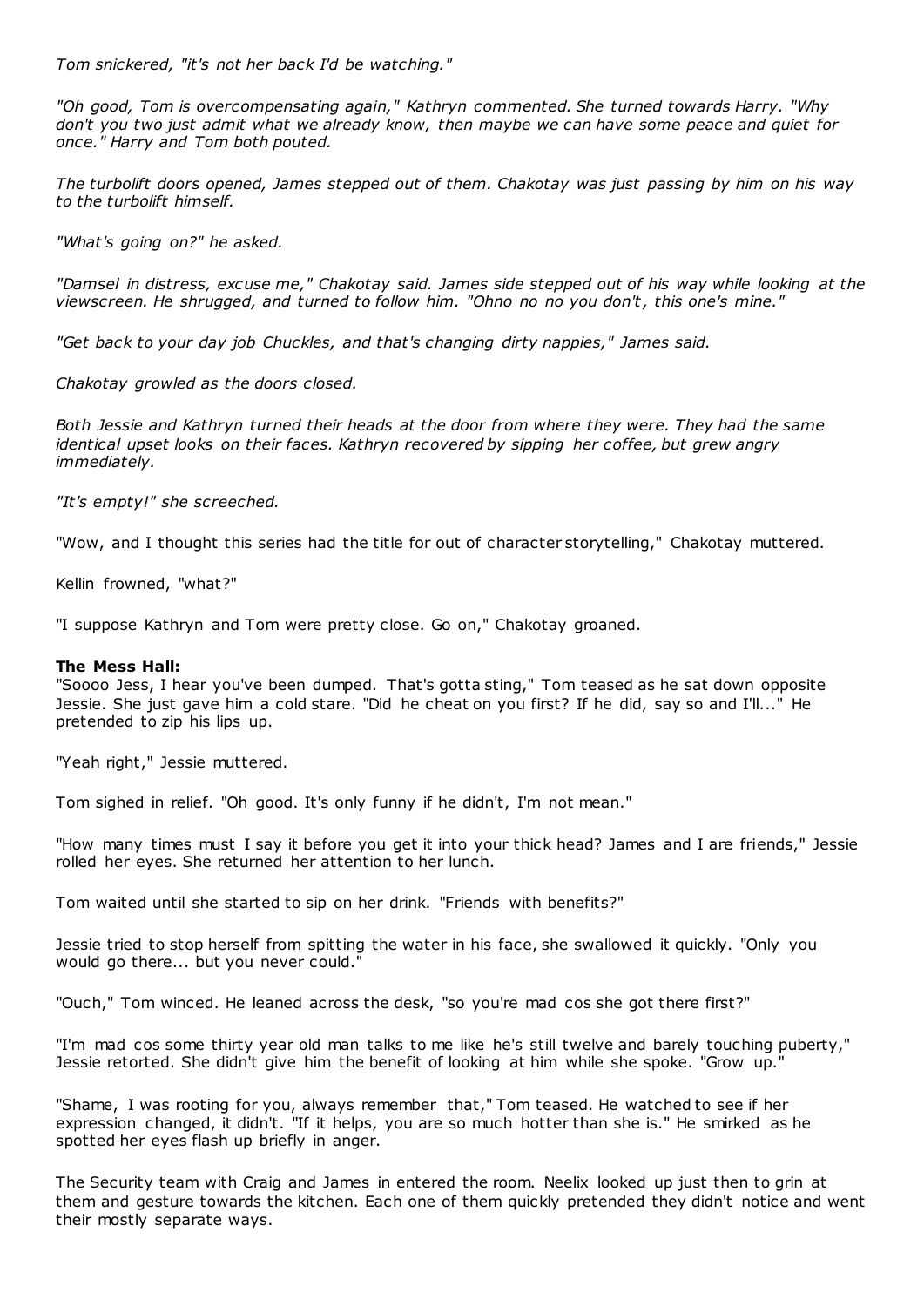*Tom snickered, "it's not her back I'd be watching."*

*"Oh good, Tom is overcompensating again," Kathryn commented. She turned towards Harry. "Why don't you two just admit what we already know, then maybe we can have some peace and quiet for once." Harry and Tom both pouted.*

*The turbolift doors opened, James stepped out of them. Chakotay was just passing by him on his way to the turbolift himself.*

*"What's going on?" he asked.*

*"Damsel in distress, excuse me," Chakotay said. James side stepped out of his way while looking at the viewscreen. He shrugged, and turned to follow him. "Ohno no no you don't, this one's mine."*

*"Get back to your day job Chuckles, and that's changing dirty nappies," James said.*

*Chakotay growled as the doors closed.*

*Both Jessie and Kathryn turned their heads at the door from where they were. They had the same identical upset looks on their faces. Kathryn recovered by sipping her coffee, but grew angry immediately.*

*"It's empty!" she screeched.*

"Wow, and I thought this series had the title for out of character storytelling," Chakotay muttered.

Kellin frowned, "what?"

"I suppose Kathryn and Tom were pretty close. Go on," Chakotay groaned.

**The Mess Hall:**
"Soooo Jess, I hear you've been dumped. That's gotta sting," Tom teased as he sat down opposite Jessie. She just gave him a cold stare. "Did he cheat on you first? If he did, say so and I'll..." He pretended to zip his lips up.

"Yeah right," Jessie muttered.

Tom sighed in relief. "Oh good. It's only funny if he didn't, I'm not mean."

"How many times must I say it before you get it into your thick head? James and I are friends," Jessie rolled her eyes. She returned her attention to her lunch.

Tom waited until she started to sip on her drink. "Friends with benefits?"

Jessie tried to stop herself from spitting the water in his face, she swallowed it quickly. "Only you would go there... but you never could."

"Ouch," Tom winced. He leaned across the desk, "so you're mad cos she got there first?"

"I'm mad cos some thirty year old man talks to me like he's still twelve and barely touching puberty," Jessie retorted. She didn't give him the benefit of looking at him while she spoke. "Grow up."

"Shame, I was rooting for you, always remember that," Tom teased. He watched to see if her expression changed, it didn't. "If it helps, you are so much hotter than she is." He smirked as he spotted her eyes flash up briefly in anger.

The Security team with Craig and James in entered the room. Neelix looked up just then to grin at them and gesture towards the kitchen. Each one of them quickly pretended they didn't notice and went their mostly separate ways.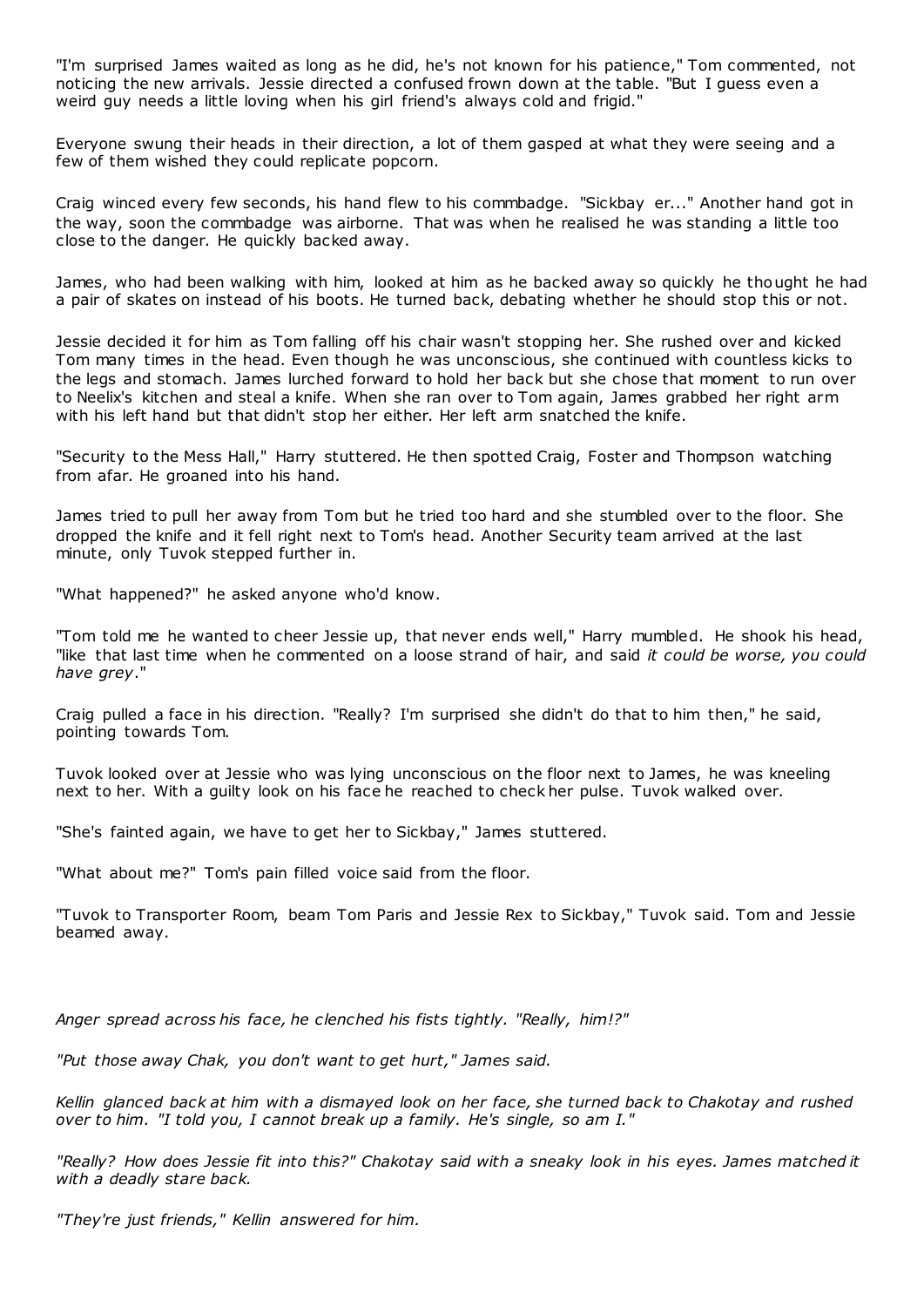"I'm surprised James waited as long as he did, he's not known for his patience," Tom commented, not noticing the new arrivals. Jessie directed a confused frown down at the table. "But I guess even a weird guy needs a little loving when his girl friend's always cold and frigid."

Everyone swung their heads in their direction, a lot of them gasped at what they were seeing and a few of them wished they could replicate popcorn.

Craig winced every few seconds, his hand flew to his commbadge. "Sickbay er..." Another hand got in the way, soon the commbadge was airborne. That was when he realised he was standing a little too close to the danger. He quickly backed away.

James, who had been walking with him, looked at him as he backed away so quickly he thought he had a pair of skates on instead of his boots. He turned back, debating whether he should stop this or not.

Jessie decided it for him as Tom falling off his chair wasn't stopping her. She rushed over and kicked Tom many times in the head. Even though he was unconscious, she continued with countless kicks to the legs and stomach. James lurched forward to hold her back but she chose that moment to run over to Neelix's kitchen and steal a knife. When she ran over to Tom again, James grabbed her right arm with his left hand but that didn't stop her either. Her left arm snatched the knife.

"Security to the Mess Hall," Harry stuttered. He then spotted Craig, Foster and Thompson watching from afar. He groaned into his hand.

James tried to pull her away from Tom but he tried too hard and she stumbled over to the floor. She dropped the knife and it fell right next to Tom's head. Another Security team arrived at the last minute, only Tuvok stepped further in.

"What happened?" he asked anyone who'd know.

"Tom told me he wanted to cheer Jessie up, that never ends well," Harry mumbled. He shook his head, "like that last time when he commented on a loose strand of hair, and said *it could be worse, you could have grey*."

Craig pulled a face in his direction. "Really? I'm surprised she didn't do that to him then," he said, pointing towards Tom.

Tuvok looked over at Jessie who was lying unconscious on the floor next to James, he was kneeling next to her. With a guilty look on his face he reached to check her pulse. Tuvok walked over.

"She's fainted again, we have to get her to Sickbay," James stuttered.

"What about me?" Tom's pain filled voice said from the floor.

"Tuvok to Transporter Room, beam Tom Paris and Jessie Rex to Sickbay," Tuvok said. Tom and Jessie beamed away.

*Anger spread across his face, he clenched his fists tightly. "Really, him!?"*

*"Put those away Chak, you don't want to get hurt," James said.*

*Kellin glanced back at him with a dismayed look on her face, she turned back to Chakotay and rushed over to him. "I told you, I cannot break up a family. He's single, so am I."*

*"Really? How does Jessie fit into this?" Chakotay said with a sneaky look in his eyes. James matched it with a deadly stare back.*

*"They're just friends," Kellin answered for him.*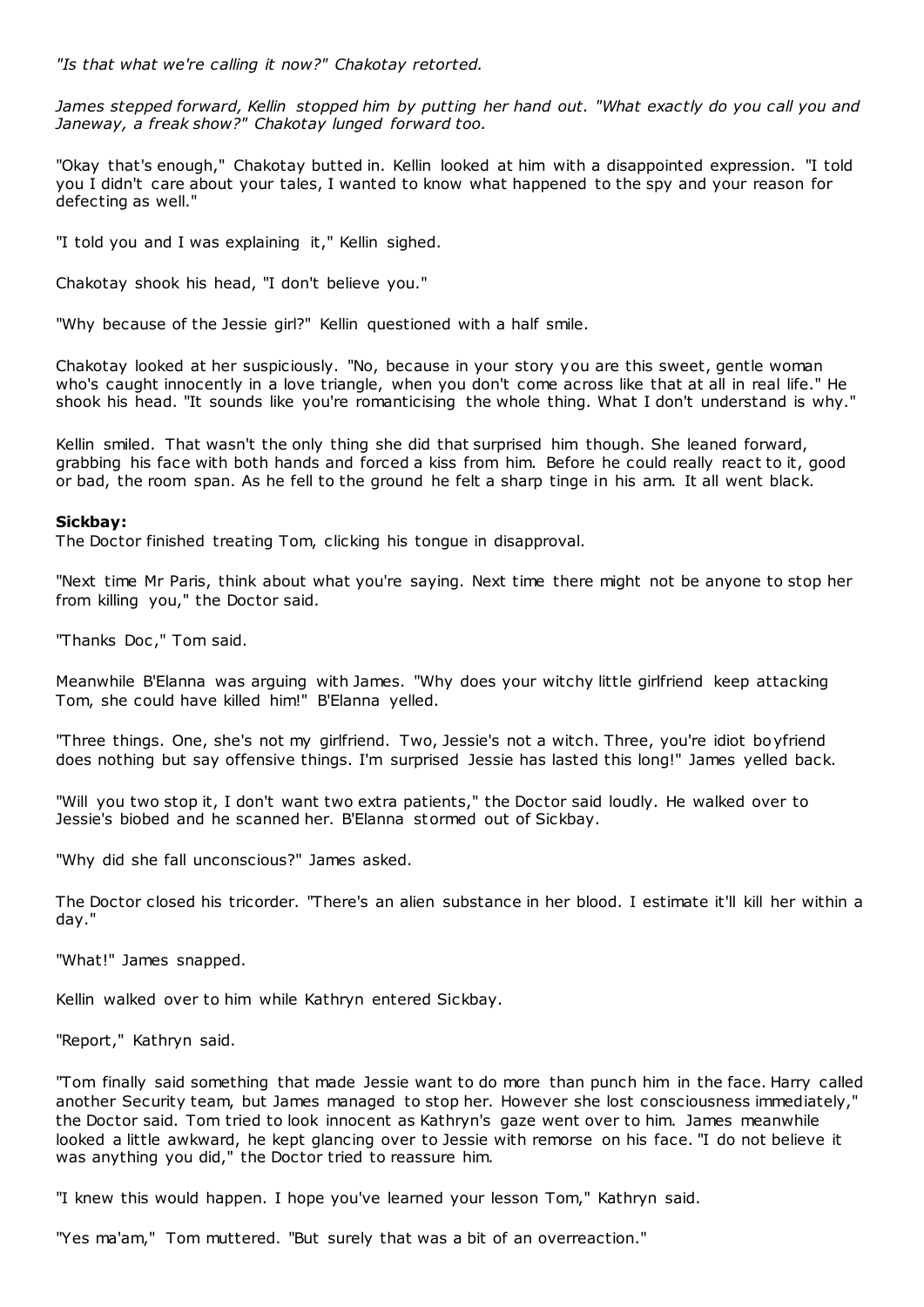*"Is that what we're calling it now?" Chakotay retorted.*

*James stepped forward, Kellin stopped him by putting her hand out. "What exactly do you call you and Janeway, a freak show?" Chakotay lunged forward too.*

"Okay that's enough," Chakotay butted in. Kellin looked at him with a disappointed expression. "I told you I didn't care about your tales, I wanted to know what happened to the spy and your reason for defecting as well."

"I told you and I was explaining it," Kellin sighed.

Chakotay shook his head, "I don't believe you."

"Why because of the Jessie girl?" Kellin questioned with a half smile.

Chakotay looked at her suspiciously. "No, because in your story you are this sweet, gentle woman who's caught innocently in a love triangle, when you don't come across like that at all in real life." He shook his head. "It sounds like you're romanticising the whole thing. What I don't understand is why."

Kellin smiled. That wasn't the only thing she did that surprised him though. She leaned forward, grabbing his face with both hands and forced a kiss from him. Before he could really react to it, good or bad, the room span. As he fell to the ground he felt a sharp tinge in his arm. It all went black.

**Sickbay:**
The Doctor finished treating Tom, clicking his tongue in disapproval.

"Next time Mr Paris, think about what you're saying. Next time there might not be anyone to stop her from killing you," the Doctor said.

"Thanks Doc," Tom said.

Meanwhile B'Elanna was arguing with James. "Why does your witchy little girlfriend keep attacking Tom, she could have killed him!" B'Elanna yelled.

"Three things. One, she's not my girlfriend. Two, Jessie's not a witch. Three, you're idiot boyfriend does nothing but say offensive things. I'm surprised Jessie has lasted this long!" James yelled back.

"Will you two stop it, I don't want two extra patients," the Doctor said loudly. He walked over to Jessie's biobed and he scanned her. B'Elanna stormed out of Sickbay.

"Why did she fall unconscious?" James asked.

The Doctor closed his tricorder. "There's an alien substance in her blood. I estimate it'll kill her within a day."

"What!" James snapped.

Kellin walked over to him while Kathryn entered Sickbay.

"Report," Kathryn said.

"Tom finally said something that made Jessie want to do more than punch him in the face. Harry called another Security team, but James managed to stop her. However she lost consciousness immediately," the Doctor said. Tom tried to look innocent as Kathryn's gaze went over to him. James meanwhile looked a little awkward, he kept glancing over to Jessie with remorse on his face. "I do not believe it was anything you did," the Doctor tried to reassure him.

"I knew this would happen. I hope you've learned your lesson Tom," Kathryn said.

"Yes ma'am," Tom muttered. "But surely that was a bit of an overreaction."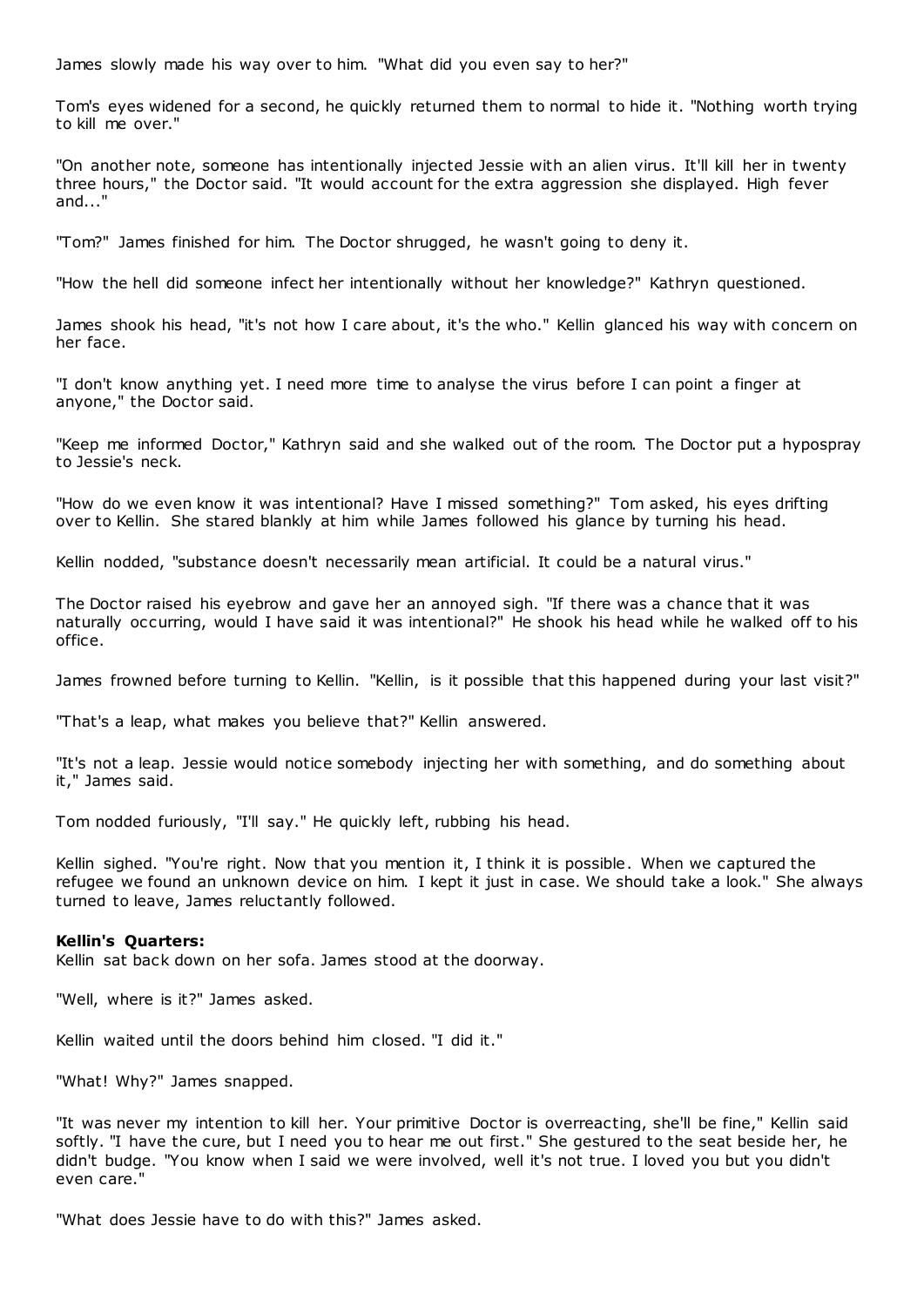James slowly made his way over to him. "What did you even say to her?"

Tom's eyes widened for a second, he quickly returned them to normal to hide it. "Nothing worth trying to kill me over."

"On another note, someone has intentionally injected Jessie with an alien virus. It'll kill her in twenty three hours," the Doctor said. "It would account for the extra aggression she displayed. High fever and..."

"Tom?" James finished for him. The Doctor shrugged, he wasn't going to deny it.

"How the hell did someone infect her intentionally without her knowledge?" Kathryn questioned.

James shook his head, "it's not how I care about, it's the who." Kellin glanced his way with concern on her face.

"I don't know anything yet. I need more time to analyse the virus before I can point a finger at anyone," the Doctor said.

"Keep me informed Doctor," Kathryn said and she walked out of the room. The Doctor put a hypospray to Jessie's neck.

"How do we even know it was intentional? Have I missed something?" Tom asked, his eyes drifting over to Kellin. She stared blankly at him while James followed his glance by turning his head.

Kellin nodded, "substance doesn't necessarily mean artificial. It could be a natural virus."

The Doctor raised his eyebrow and gave her an annoyed sigh. "If there was a chance that it was naturally occurring, would I have said it was intentional?" He shook his head while he walked off to his office.

James frowned before turning to Kellin. "Kellin, is it possible that this happened during your last visit?"

"That's a leap, what makes you believe that?" Kellin answered.

"It's not a leap. Jessie would notice somebody injecting her with something, and do something about it," James said.

Tom nodded furiously, "I'll say." He quickly left, rubbing his head.

Kellin sighed. "You're right. Now that you mention it, I think it is possible. When we captured the refugee we found an unknown device on him. I kept it just in case. We should take a look." She always turned to leave, James reluctantly followed.

**Kellin's Quarters:**
Kellin sat back down on her sofa. James stood at the doorway.

"Well, where is it?" James asked.

Kellin waited until the doors behind him closed. "I did it."

"What! Why?" James snapped.

"It was never my intention to kill her. Your primitive Doctor is overreacting, she'll be fine," Kellin said softly. "I have the cure, but I need you to hear me out first." She gestured to the seat beside her, he didn't budge. "You know when I said we were involved, well it's not true. I loved you but you didn't even care."

"What does Jessie have to do with this?" James asked.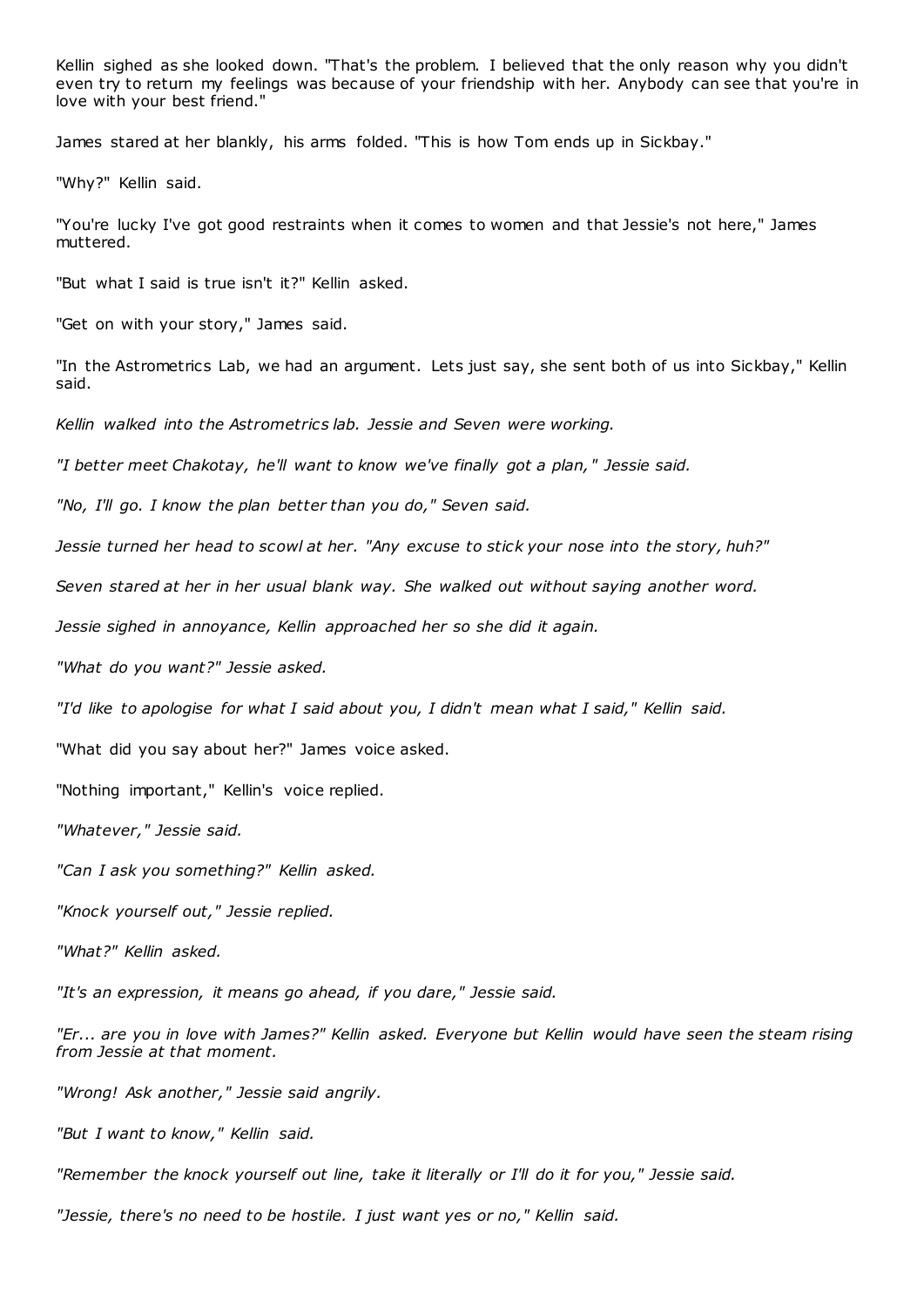Kellin sighed as she looked down. "That's the problem. I believed that the only reason why you didn't even try to return my feelings was because of your friendship with her. Anybody can see that you're in love with your best friend."

James stared at her blankly, his arms folded. "This is how Tom ends up in Sickbay."

"Why?" Kellin said.

"You're lucky I've got good restraints when it comes to women and that Jessie's not here," James muttered.

"But what I said is true isn't it?" Kellin asked.

"Get on with your story," James said.

"In the Astrometrics Lab, we had an argument. Lets just say, she sent both of us into Sickbay," Kellin said.

*Kellin walked into the Astrometrics lab. Jessie and Seven were working.*

*"I better meet Chakotay, he'll want to know we've finally got a plan," Jessie said.*

*"No, I'll go. I know the plan better than you do," Seven said.*

*Jessie turned her head to scowl at her. "Any excuse to stick your nose into the story, huh?"*

*Seven stared at her in her usual blank way. She walked out without saying another word.*

*Jessie sighed in annoyance, Kellin approached her so she did it again.*

*"What do you want?" Jessie asked.*

*"I'd like to apologise for what I said about you, I didn't mean what I said," Kellin said.*

"What did you say about her?" James voice asked.

"Nothing important," Kellin's voice replied.

*"Whatever," Jessie said.*

*"Can I ask you something?" Kellin asked.*

*"Knock yourself out," Jessie replied.*

*"What?" Kellin asked.*

*"It's an expression, it means go ahead, if you dare," Jessie said.*

*"Er... are you in love with James?" Kellin asked. Everyone but Kellin would have seen the steam rising from Jessie at that moment.*

*"Wrong! Ask another," Jessie said angrily.*

*"But I want to know," Kellin said.*

*"Remember the knock yourself out line, take it literally or I'll do it for you," Jessie said.*

*"Jessie, there's no need to be hostile. I just want yes or no," Kellin said.*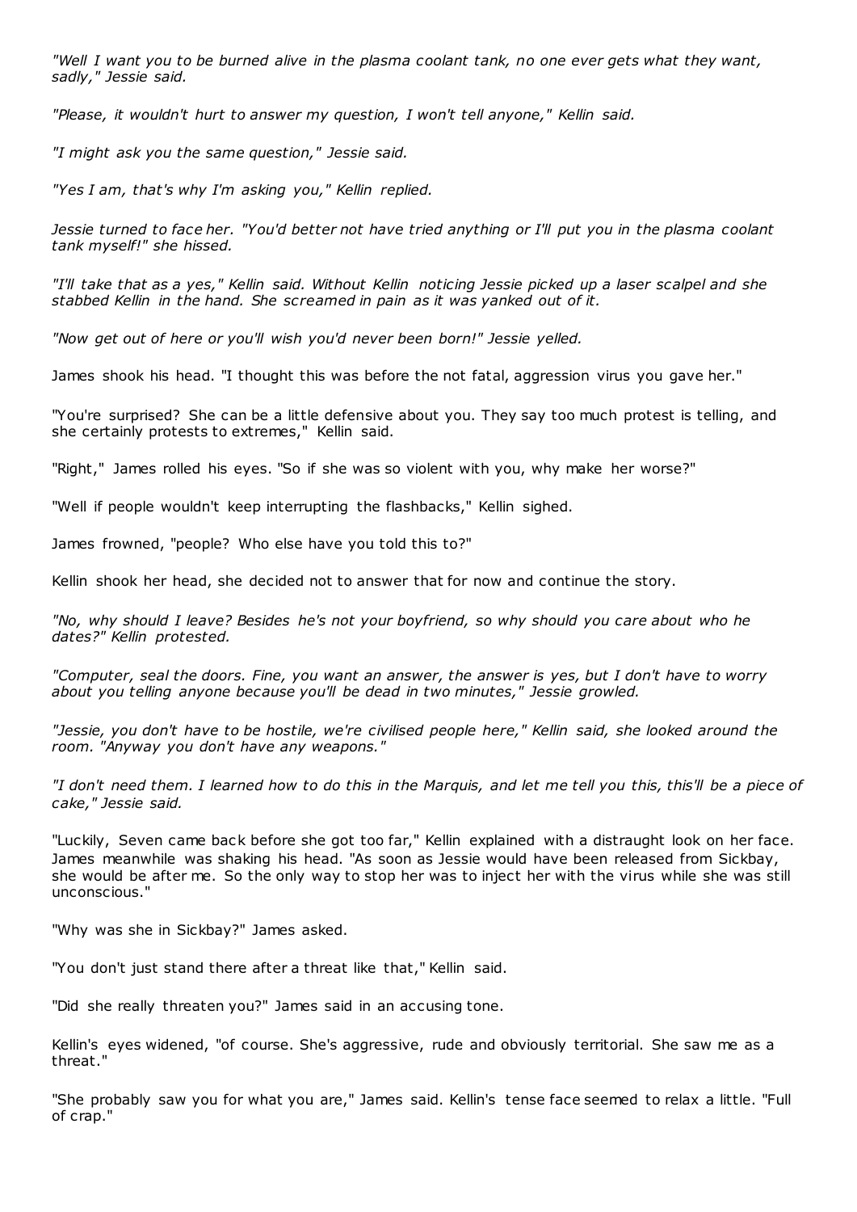*"Well I want you to be burned alive in the plasma coolant tank, no one ever gets what they want, sadly," Jessie said.*

*"Please, it wouldn't hurt to answer my question, I won't tell anyone," Kellin said.*

*"I might ask you the same question," Jessie said.*

*"Yes I am, that's why I'm asking you," Kellin replied.*

*Jessie turned to face her. "You'd better not have tried anything or I'll put you in the plasma coolant tank myself!" she hissed.*

*"I'll take that as a yes," Kellin said. Without Kellin noticing Jessie picked up a laser scalpel and she stabbed Kellin in the hand. She screamed in pain as it was yanked out of it.*

*"Now get out of here or you'll wish you'd never been born!" Jessie yelled.*

James shook his head. "I thought this was before the not fatal, aggression virus you gave her."

"You're surprised? She can be a little defensive about you. They say too much protest is telling, and she certainly protests to extremes," Kellin said.

"Right," James rolled his eyes. "So if she was so violent with you, why make her worse?"

"Well if people wouldn't keep interrupting the flashbacks," Kellin sighed.

James frowned, "people? Who else have you told this to?"

Kellin shook her head, she decided not to answer that for now and continue the story.

*"No, why should I leave? Besides he's not your boyfriend, so why should you care about who he dates?" Kellin protested.*

*"Computer, seal the doors. Fine, you want an answer, the answer is yes, but I don't have to worry about you telling anyone because you'll be dead in two minutes," Jessie growled.*

*"Jessie, you don't have to be hostile, we're civilised people here," Kellin said, she looked around the room. "Anyway you don't have any weapons."*

*"I don't need them. I learned how to do this in the Marquis, and let me tell you this, this'll be a piece of cake," Jessie said.*

"Luckily, Seven came back before she got too far," Kellin explained with a distraught look on her face. James meanwhile was shaking his head. "As soon as Jessie would have been released from Sickbay, she would be after me. So the only way to stop her was to inject her with the virus while she was still unconscious."

"Why was she in Sickbay?" James asked.

"You don't just stand there after a threat like that," Kellin said.

"Did she really threaten you?" James said in an accusing tone.

Kellin's eyes widened, "of course. She's aggressive, rude and obviously territorial. She saw me as a threat."

"She probably saw you for what you are," James said. Kellin's tense face seemed to relax a little. "Full of crap."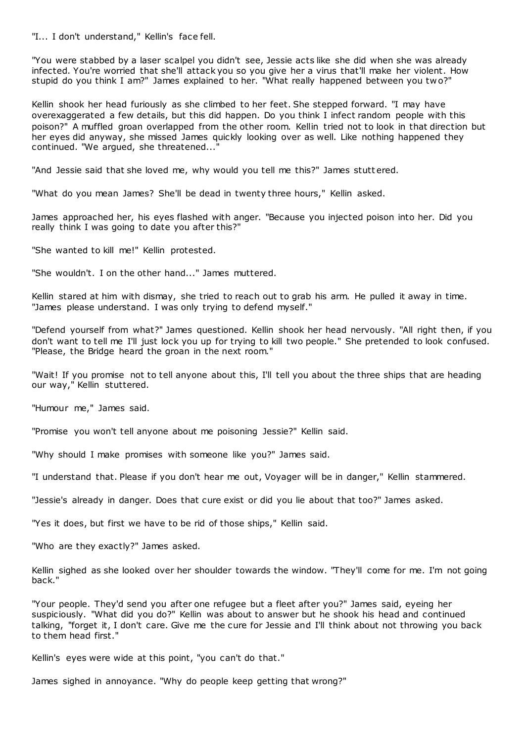"I... I don't understand," Kellin's face fell.

"You were stabbed by a laser scalpel you didn't see, Jessie acts like she did when she was already infected. You're worried that she'll attack you so you give her a virus that'll make her violent. How stupid do you think I am?" James explained to her. "What really happened between you two?"

Kellin shook her head furiously as she climbed to her feet. She stepped forward. "I may have overexaggerated a few details, but this did happen. Do you think I infect random people with this poison?" A muffled groan overlapped from the other room. Kellin tried not to look in that direction but her eyes did anyway, she missed James quickly looking over as well. Like nothing happened they continued. "We argued, she threatened..."

"And Jessie said that she loved me, why would you tell me this?" James stuttered.

"What do you mean James? She'll be dead in twenty three hours," Kellin asked.

James approached her, his eyes flashed with anger. "Because you injected poison into her. Did you really think I was going to date you after this?"

"She wanted to kill me!" Kellin protested.

"She wouldn't. I on the other hand..." James muttered.

Kellin stared at him with dismay, she tried to reach out to grab his arm. He pulled it away in time. "James please understand. I was only trying to defend myself."

"Defend yourself from what?" James questioned. Kellin shook her head nervously. "All right then, if you don't want to tell me I'll just lock you up for trying to kill two people." She pretended to look confused. "Please, the Bridge heard the groan in the next room."

"Wait! If you promise not to tell anyone about this, I'll tell you about the three ships that are heading our way," Kellin stuttered.

"Humour me," James said.

"Promise you won't tell anyone about me poisoning Jessie?" Kellin said.

"Why should I make promises with someone like you?" James said.

"I understand that. Please if you don't hear me out, Voyager will be in danger," Kellin stammered.

"Jessie's already in danger. Does that cure exist or did you lie about that too?" James asked.

"Yes it does, but first we have to be rid of those ships," Kellin said.

"Who are they exactly?" James asked.

Kellin sighed as she looked over her shoulder towards the window. "They'll come for me. I'm not going back."

"Your people. They'd send you after one refugee but a fleet after you?" James said, eyeing her suspiciously. "What did you do?" Kellin was about to answer but he shook his head and continued talking, "forget it, I don't care. Give me the cure for Jessie and I'll think about not throwing you back to them head first."

Kellin's eyes were wide at this point, "you can't do that."

James sighed in annoyance. "Why do people keep getting that wrong?"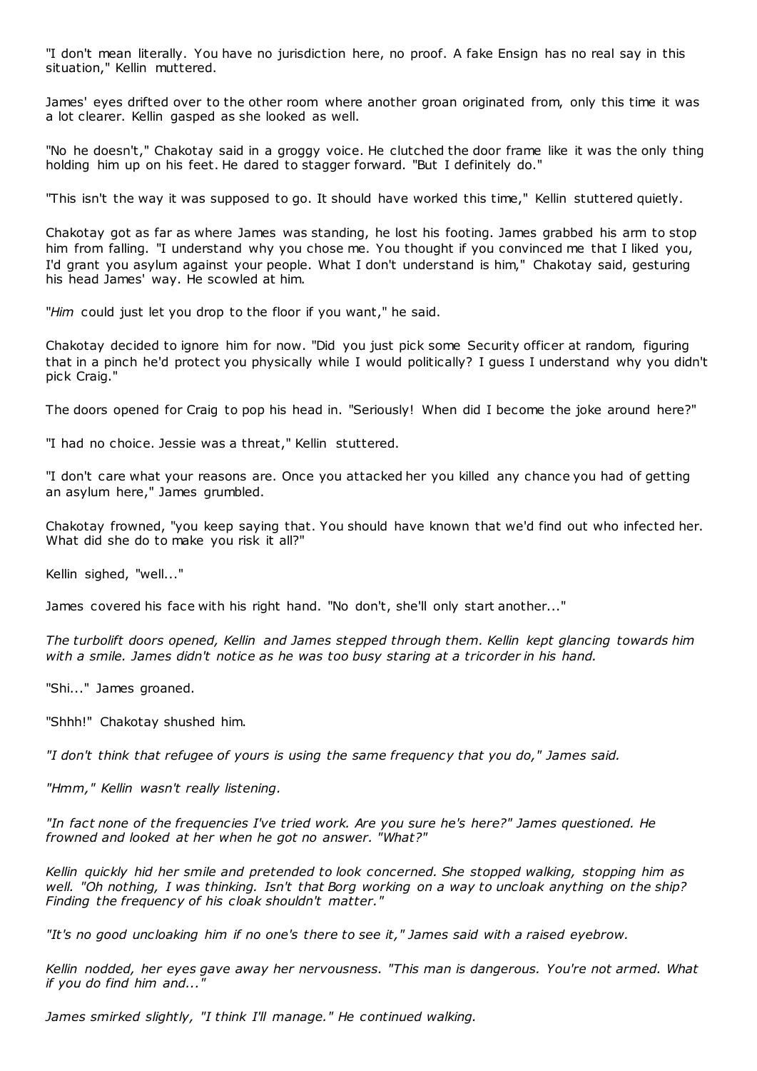"I don't mean literally. You have no jurisdiction here, no proof. A fake Ensign has no real say in this situation," Kellin muttered.

James' eyes drifted over to the other room where another groan originated from, only this time it was a lot clearer. Kellin gasped as she looked as well.

"No he doesn't," Chakotay said in a groggy voice. He clutched the door frame like it was the only thing holding him up on his feet. He dared to stagger forward. "But I definitely do."

"This isn't the way it was supposed to go. It should have worked this time," Kellin stuttered quietly.

Chakotay got as far as where James was standing, he lost his footing. James grabbed his arm to stop him from falling. "I understand why you chose me. You thought if you convinced me that I liked you, I'd grant you asylum against your people. What I don't understand is him," Chakotay said, gesturing his head James' way. He scowled at him.

"*Him* could just let you drop to the floor if you want," he said.

Chakotay decided to ignore him for now. "Did you just pick some Security officer at random, figuring that in a pinch he'd protect you physically while I would politically? I guess I understand why you didn't pick Craig."

The doors opened for Craig to pop his head in. "Seriously! When did I become the joke around here?"

"I had no choice. Jessie was a threat," Kellin stuttered.

"I don't care what your reasons are. Once you attacked her you killed any chance you had of getting an asylum here," James grumbled.

Chakotay frowned, "you keep saying that. You should have known that we'd find out who infected her. What did she do to make you risk it all?"

Kellin sighed, "well..."

James covered his face with his right hand. "No don't, she'll only start another..."

*The turbolift doors opened, Kellin and James stepped through them. Kellin kept glancing towards him with a smile. James didn't notice as he was too busy staring at a tricorder in his hand.*

"Shi..." James groaned.

"Shhh!" Chakotay shushed him.

*"I don't think that refugee of yours is using the same frequency that you do," James said.*

*"Hmm," Kellin wasn't really listening.*

*"In fact none of the frequencies I've tried work. Are you sure he's here?" James questioned. He frowned and looked at her when he got no answer. "What?"*

*Kellin quickly hid her smile and pretended to look concerned. She stopped walking, stopping him as well. "Oh nothing, I was thinking. Isn't that Borg working on a way to uncloak anything on the ship? Finding the frequency of his cloak shouldn't matter."*

*"It's no good uncloaking him if no one's there to see it," James said with a raised eyebrow.*

*Kellin nodded, her eyes gave away her nervousness. "This man is dangerous. You're not armed. What if you do find him and..."*

*James smirked slightly, "I think I'll manage." He continued walking.*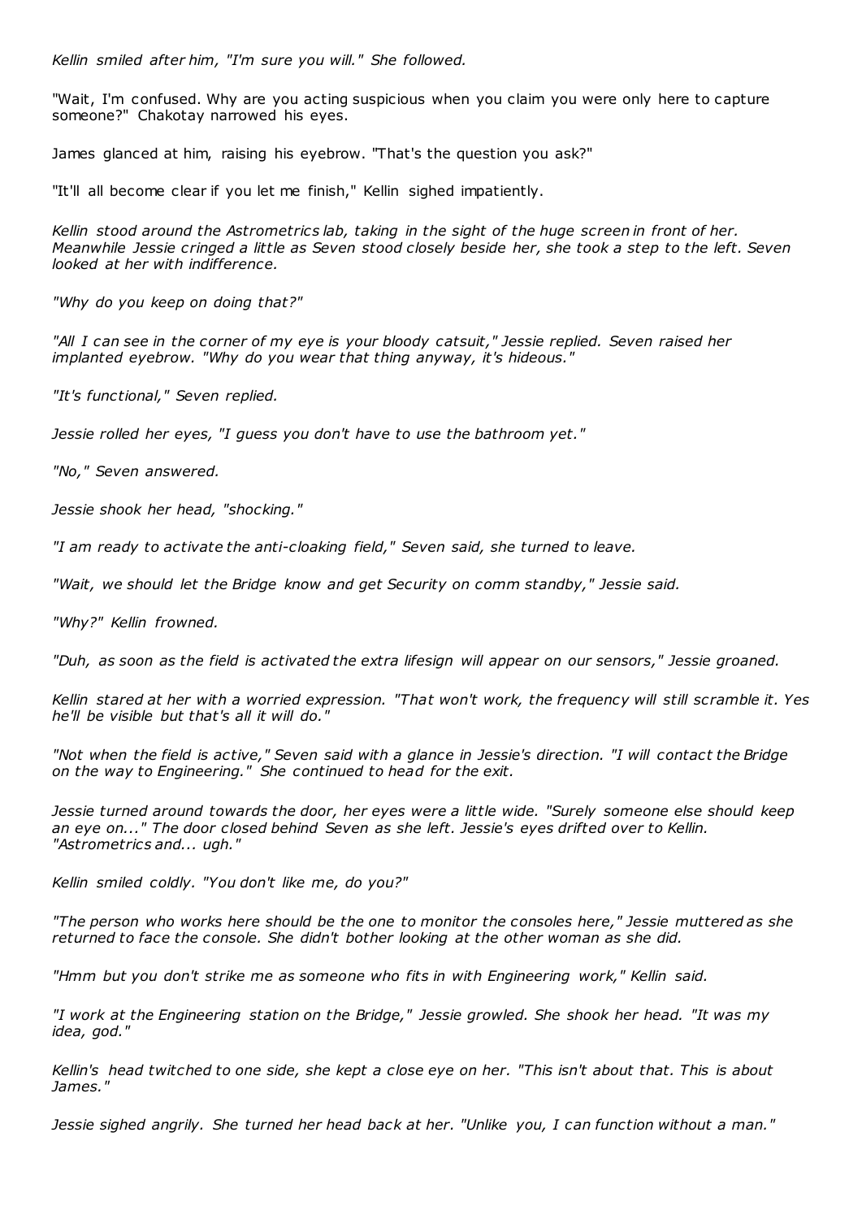*Kellin smiled after him, "I'm sure you will." She followed.*

"Wait, I'm confused. Why are you acting suspicious when you claim you were only here to capture someone?" Chakotay narrowed his eyes.

James glanced at him, raising his eyebrow. "That's the question you ask?"

"It'll all become clear if you let me finish," Kellin sighed impatiently.

*Kellin stood around the Astrometrics lab, taking in the sight of the huge screen in front of her. Meanwhile Jessie cringed a little as Seven stood closely beside her, she took a step to the left. Seven looked at her with indifference.*

*"Why do you keep on doing that?"*

*"All I can see in the corner of my eye is your bloody catsuit," Jessie replied. Seven raised her implanted eyebrow. "Why do you wear that thing anyway, it's hideous."*

*"It's functional," Seven replied.*

*Jessie rolled her eyes, "I guess you don't have to use the bathroom yet."*

*"No," Seven answered.*

*Jessie shook her head, "shocking."*

*"I am ready to activate the anti-cloaking field," Seven said, she turned to leave.*

*"Wait, we should let the Bridge know and get Security on comm standby," Jessie said.*

*"Why?" Kellin frowned.*

*"Duh, as soon as the field is activated the extra lifesign will appear on our sensors," Jessie groaned.*

*Kellin stared at her with a worried expression. "That won't work, the frequency will still scramble it. Yes he'll be visible but that's all it will do."*

*"Not when the field is active," Seven said with a glance in Jessie's direction. "I will contact the Bridge on the way to Engineering." She continued to head for the exit.*

*Jessie turned around towards the door, her eyes were a little wide. "Surely someone else should keep an eye on..." The door closed behind Seven as she left. Jessie's eyes drifted over to Kellin. "Astrometrics and... ugh."*

*Kellin smiled coldly. "You don't like me, do you?"*

*"The person who works here should be the one to monitor the consoles here," Jessie muttered as she returned to face the console. She didn't bother looking at the other woman as she did.*

*"Hmm but you don't strike me as someone who fits in with Engineering work," Kellin said.*

*"I work at the Engineering station on the Bridge," Jessie growled. She shook her head. "It was my idea, god."*

*Kellin's head twitched to one side, she kept a close eye on her. "This isn't about that. This is about James."*

*Jessie sighed angrily. She turned her head back at her. "Unlike you, I can function without a man."*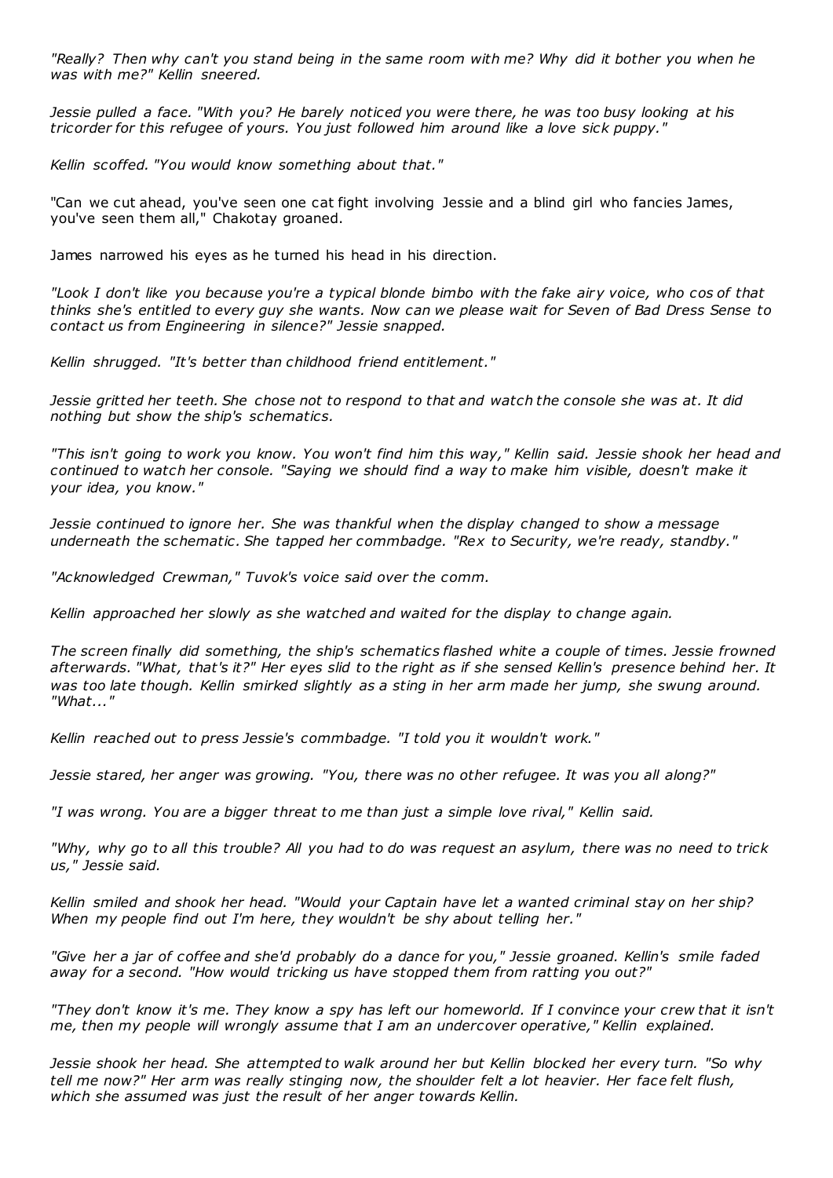*"Really? Then why can't you stand being in the same room with me? Why did it bother you when he was with me?" Kellin sneered.*

*Jessie pulled a face. "With you? He barely noticed you were there, he was too busy looking at his tricorder for this refugee of yours. You just followed him around like a love sick puppy."*

*Kellin scoffed. "You would know something about that."*

"Can we cut ahead, you've seen one cat fight involving Jessie and a blind girl who fancies James, you've seen them all," Chakotay groaned.

James narrowed his eyes as he turned his head in his direction.

*"Look I don't like you because you're a typical blonde bimbo with the fake airy voice, who cos of that thinks she's entitled to every guy she wants. Now can we please wait for Seven of Bad Dress Sense to contact us from Engineering in silence?" Jessie snapped.*

*Kellin shrugged. "It's better than childhood friend entitlement."*

*Jessie gritted her teeth. She chose not to respond to that and watch the console she was at. It did nothing but show the ship's schematics.*

*"This isn't going to work you know. You won't find him this way," Kellin said. Jessie shook her head and continued to watch her console. "Saying we should find a way to make him visible, doesn't make it your idea, you know."*

*Jessie continued to ignore her. She was thankful when the display changed to show a message underneath the schematic. She tapped her commbadge. "Rex to Security, we're ready, standby."*

*"Acknowledged Crewman," Tuvok's voice said over the comm.*

*Kellin approached her slowly as she watched and waited for the display to change again.*

*The screen finally did something, the ship's schematics flashed white a couple of times. Jessie frowned afterwards. "What, that's it?" Her eyes slid to the right as if she sensed Kellin's presence behind her. It was too late though. Kellin smirked slightly as a sting in her arm made her jump, she swung around. "What..."*

*Kellin reached out to press Jessie's commbadge. "I told you it wouldn't work."*

*Jessie stared, her anger was growing. "You, there was no other refugee. It was you all along?"*

*"I was wrong. You are a bigger threat to me than just a simple love rival," Kellin said.*

*"Why, why go to all this trouble? All you had to do was request an asylum, there was no need to trick us," Jessie said.*

*Kellin smiled and shook her head. "Would your Captain have let a wanted criminal stay on her ship? When my people find out I'm here, they wouldn't be shy about telling her."*

*"Give her a jar of coffee and she'd probably do a dance for you," Jessie groaned. Kellin's smile faded away for a second. "How would tricking us have stopped them from ratting you out?"*

*"They don't know it's me. They know a spy has left our homeworld. If I convince your crew that it isn't me, then my people will wrongly assume that I am an undercover operative," Kellin explained.*

*Jessie shook her head. She attempted to walk around her but Kellin blocked her every turn. "So why tell me now?" Her arm was really stinging now, the shoulder felt a lot heavier. Her face felt flush, which she assumed was just the result of her anger towards Kellin.*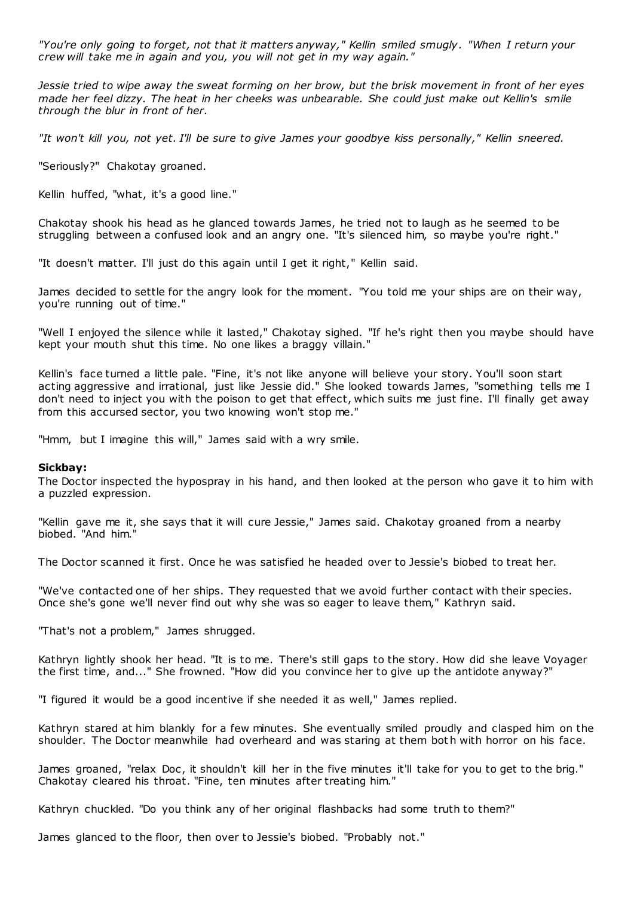*"You're only going to forget, not that it matters anyway," Kellin smiled smugly. "When I return your crew will take me in again and you, you will not get in my way again."*

*Jessie tried to wipe away the sweat forming on her brow, but the brisk movement in front of her eyes made her feel dizzy. The heat in her cheeks was unbearable. She could just make out Kellin's smile through the blur in front of her.*

*"It won't kill you, not yet. I'll be sure to give James your goodbye kiss personally," Kellin sneered.*

"Seriously?" Chakotay groaned.

Kellin huffed, "what, it's a good line."

Chakotay shook his head as he glanced towards James, he tried not to laugh as he seemed to be struggling between a confused look and an angry one. "It's silenced him, so maybe you're right."

"It doesn't matter. I'll just do this again until I get it right," Kellin said.

James decided to settle for the angry look for the moment. "You told me your ships are on their way, you're running out of time."

"Well I enjoyed the silence while it lasted," Chakotay sighed. "If he's right then you maybe should have kept your mouth shut this time. No one likes a braggy villain."

Kellin's face turned a little pale. "Fine, it's not like anyone will believe your story. You'll soon start acting aggressive and irrational, just like Jessie did." She looked towards James, "something tells me I don't need to inject you with the poison to get that effect, which suits me just fine. I'll finally get away from this accursed sector, you two knowing won't stop me."

"Hmm, but I imagine this will," James said with a wry smile.

**Sickbay:**

The Doctor inspected the hypospray in his hand, and then looked at the person who gave it to him with a puzzled expression.

"Kellin gave me it, she says that it will cure Jessie," James said. Chakotay groaned from a nearby biobed. "And him."

The Doctor scanned it first. Once he was satisfied he headed over to Jessie's biobed to treat her.

"We've contacted one of her ships. They requested that we avoid further contact with their species. Once she's gone we'll never find out why she was so eager to leave them," Kathryn said.

"That's not a problem," James shrugged.

Kathryn lightly shook her head. "It is to me. There's still gaps to the story. How did she leave Voyager the first time, and..." She frowned. "How did you convince her to give up the antidote anyway?"

"I figured it would be a good incentive if she needed it as well," James replied.

Kathryn stared at him blankly for a few minutes. She eventually smiled proudly and clasped him on the shoulder. The Doctor meanwhile had overheard and was staring at them both with horror on his face.

James groaned, "relax Doc, it shouldn't kill her in the five minutes it'll take for you to get to the brig." Chakotay cleared his throat. "Fine, ten minutes after treating him."

Kathryn chuckled. "Do you think any of her original flashbacks had some truth to them?"

James glanced to the floor, then over to Jessie's biobed. "Probably not."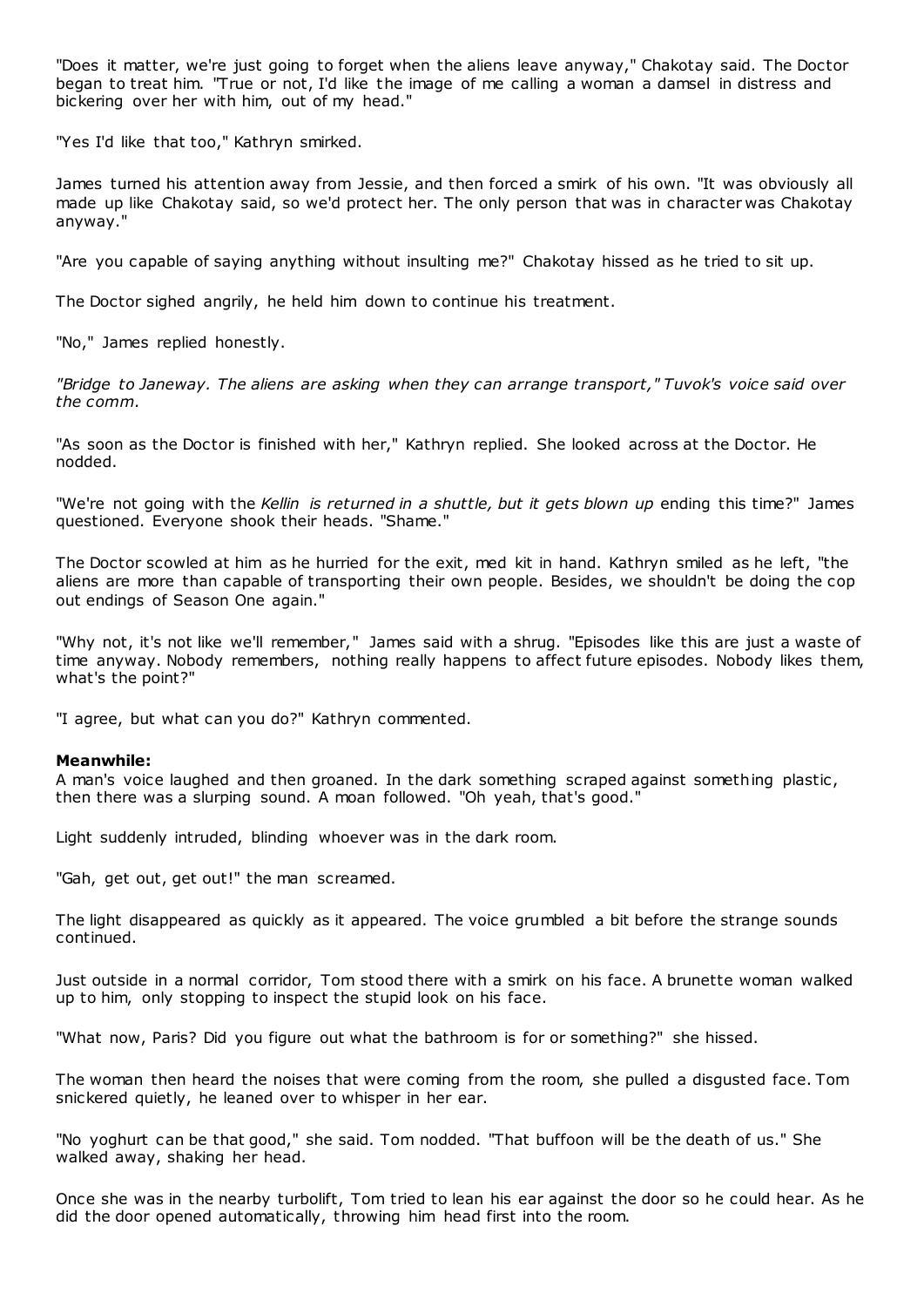"Does it matter, we're just going to forget when the aliens leave anyway," Chakotay said. The Doctor began to treat him. "True or not, I'd like the image of me calling a woman a damsel in distress and bickering over her with him, out of my head."

"Yes I'd like that too," Kathryn smirked.

James turned his attention away from Jessie, and then forced a smirk of his own. "It was obviously all made up like Chakotay said, so we'd protect her. The only person that was in character was Chakotay anyway."

"Are you capable of saying anything without insulting me?" Chakotay hissed as he tried to sit up.

The Doctor sighed angrily, he held him down to continue his treatment.

"No," James replied honestly.

*"Bridge to Janeway. The aliens are asking when they can arrange transport," Tuvok's voice said over the comm.*

"As soon as the Doctor is finished with her," Kathryn replied. She looked across at the Doctor. He nodded.

"We're not going with the *Kellin is returned in a shuttle, but it gets blown up* ending this time?" James questioned. Everyone shook their heads. "Shame."

The Doctor scowled at him as he hurried for the exit, med kit in hand. Kathryn smiled as he left, "the aliens are more than capable of transporting their own people. Besides, we shouldn't be doing the cop out endings of Season One again."

"Why not, it's not like we'll remember," James said with a shrug. "Episodes like this are just a waste of time anyway. Nobody remembers, nothing really happens to affect future episodes. Nobody likes them, what's the point?"

"I agree, but what can you do?" Kathryn commented.

**Meanwhile:**
A man's voice laughed and then groaned. In the dark something scraped against something plastic, then there was a slurping sound. A moan followed. "Oh yeah, that's good."

Light suddenly intruded, blinding whoever was in the dark room.

"Gah, get out, get out!" the man screamed.

The light disappeared as quickly as it appeared. The voice grumbled a bit before the strange sounds continued.

Just outside in a normal corridor, Tom stood there with a smirk on his face. A brunette woman walked up to him, only stopping to inspect the stupid look on his face.

"What now, Paris? Did you figure out what the bathroom is for or something?" she hissed.

The woman then heard the noises that were coming from the room, she pulled a disgusted face. Tom snickered quietly, he leaned over to whisper in her ear.

"No yoghurt can be that good," she said. Tom nodded. "That buffoon will be the death of us." She walked away, shaking her head.

Once she was in the nearby turbolift, Tom tried to lean his ear against the door so he could hear. As he did the door opened automatically, throwing him head first into the room.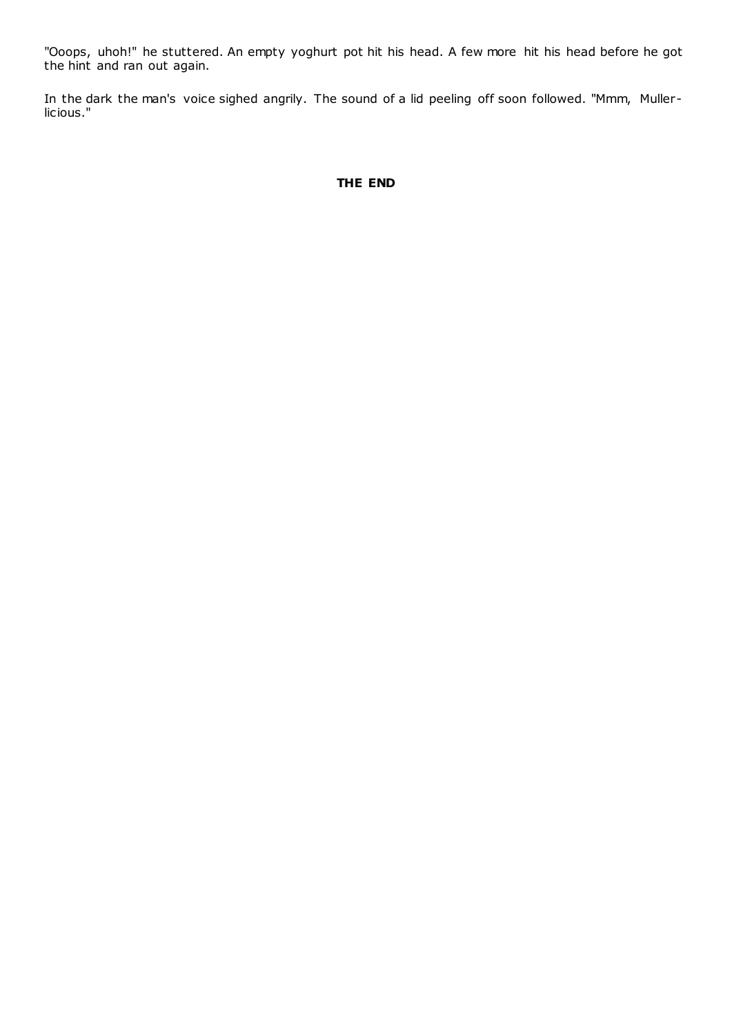"Ooops, uhoh!" he stuttered. An empty yoghurt pot hit his head. A few more hit his head before he got the hint and ran out again.

In the dark the man's voice sighed angrily. The sound of a lid peeling off soon followed. "Mmm, Muller-licious."

**THE END**